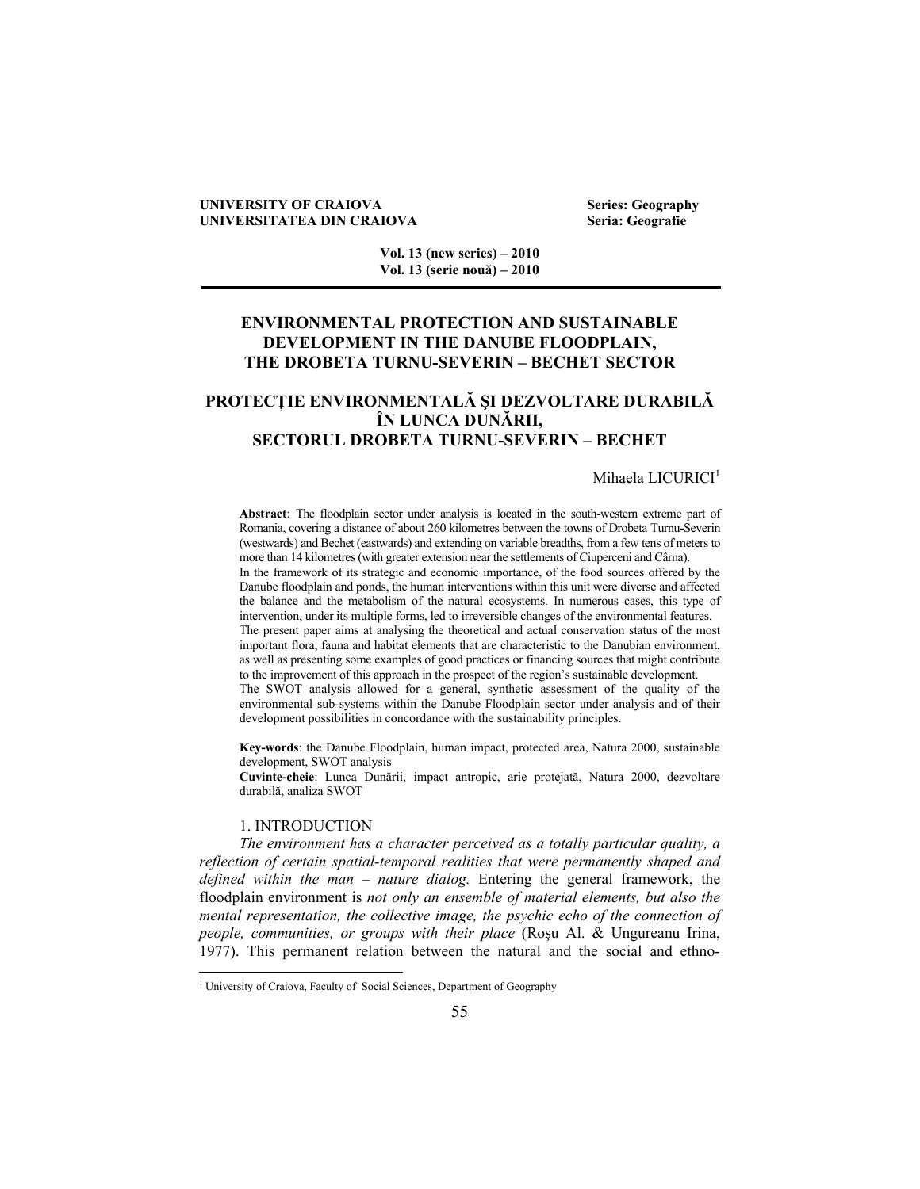UNIVERSITY OF CRAIOVA **Series: Geography**
UNIVERSITATEA DIN CRAIOVA **Seria: Geografie**

**Vol. 13 (new series) – 2010**
**Vol. 13 (serie nouă) – 2010**

# ENVIRONMENTAL PROTECTION AND SUSTAINABLE DEVELOPMENT IN THE DANUBE FLOODPLAIN, THE DROBETA TURNU-SEVERIN – BECHET SECTOR

# PROTECȚIE ENVIRONMENTALĂ ȘI DEZVOLTARE DURABILĂ ÎN LUNCA DUNĂRII, SECTORUL DROBETA TURNU-SEVERIN – BECHET

Mihaela LICURICI[1]

**Abstract**: The floodplain sector under analysis is located in the south-western extreme part of Romania, covering a distance of about 260 kilometres between the towns of Drobeta Turnu-Severin (westwards) and Bechet (eastwards) and extending on variable breadths, from a few tens of meters to more than 14 kilometres (with greater extension near the settlements of Ciuperceni and Cârna).
In the framework of its strategic and economic importance, of the food sources offered by the Danube floodplain and ponds, the human interventions within this unit were diverse and affected the balance and the metabolism of the natural ecosystems. In numerous cases, this type of intervention, under its multiple forms, led to irreversible changes of the environmental features.
The present paper aims at analysing the theoretical and actual conservation status of the most important flora, fauna and habitat elements that are characteristic to the Danubian environment, as well as presenting some examples of good practices or financing sources that might contribute to the improvement of this approach in the prospect of the region's sustainable development.
The SWOT analysis allowed for a general, synthetic assessment of the quality of the environmental sub-systems within the Danube Floodplain sector under analysis and of their development possibilities in concordance with the sustainability principles.

**Key-words**: the Danube Floodplain, human impact, protected area, Natura 2000, sustainable development, SWOT analysis
**Cuvinte-cheie**: Lunca Dunării, impact antropic, arie protejată, Natura 2000, dezvoltare durabilă, analiza SWOT

## 1. INTRODUCTION

*The environment has a character perceived as a totally particular quality, a reflection of certain spatial-temporal realities that were permanently shaped and defined within the man – nature dialog.* Entering the general framework, the floodplain environment is *not only an ensemble of material elements, but also the mental representation, the collective image, the psychic echo of the connection of people, communities, or groups with their place* (Roşu Al. & Ungureanu Irina, 1977). This permanent relation between the natural and the social and ethno-

[1] University of Craiova, Faculty of Social Sciences, Department of Geography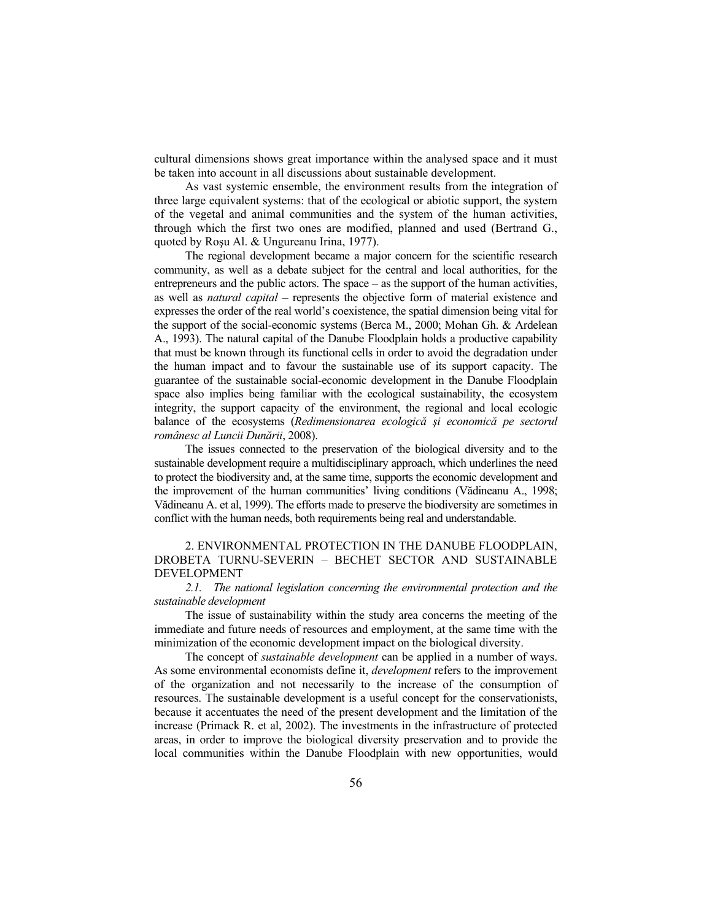cultural dimensions shows great importance within the analysed space and it must be taken into account in all discussions about sustainable development.

As vast systemic ensemble, the environment results from the integration of three large equivalent systems: that of the ecological or abiotic support, the system of the vegetal and animal communities and the system of the human activities, through which the first two ones are modified, planned and used (Bertrand G., quoted by Roşu Al. & Ungureanu Irina, 1977).

The regional development became a major concern for the scientific research community, as well as a debate subject for the central and local authorities, for the entrepreneurs and the public actors. The space – as the support of the human activities, as well as *natural capital* – represents the objective form of material existence and expresses the order of the real world's coexistence, the spatial dimension being vital for the support of the social-economic systems (Berca M., 2000; Mohan Gh. & Ardelean A., 1993). The natural capital of the Danube Floodplain holds a productive capability that must be known through its functional cells in order to avoid the degradation under the human impact and to favour the sustainable use of its support capacity. The guarantee of the sustainable social-economic development in the Danube Floodplain space also implies being familiar with the ecological sustainability, the ecosystem integrity, the support capacity of the environment, the regional and local ecologic balance of the ecosystems (*Redimensionarea ecologică şi economică pe sectorul românesc al Luncii Dunării*, 2008).

The issues connected to the preservation of the biological diversity and to the sustainable development require a multidisciplinary approach, which underlines the need to protect the biodiversity and, at the same time, supports the economic development and the improvement of the human communities' living conditions (Vădineanu A., 1998; Vădineanu A. et al, 1999). The efforts made to preserve the biodiversity are sometimes in conflict with the human needs, both requirements being real and understandable.

## 2. ENVIRONMENTAL PROTECTION IN THE DANUBE FLOODPLAIN, DROBETA TURNU-SEVERIN – BECHET SECTOR AND SUSTAINABLE DEVELOPMENT

### *2.1. The national legislation concerning the environmental protection and the sustainable development*

The issue of sustainability within the study area concerns the meeting of the immediate and future needs of resources and employment, at the same time with the minimization of the economic development impact on the biological diversity.

The concept of *sustainable development* can be applied in a number of ways. As some environmental economists define it, *development* refers to the improvement of the organization and not necessarily to the increase of the consumption of resources. The sustainable development is a useful concept for the conservationists, because it accentuates the need of the present development and the limitation of the increase (Primack R. et al, 2002). The investments in the infrastructure of protected areas, in order to improve the biological diversity preservation and to provide the local communities within the Danube Floodplain with new opportunities, would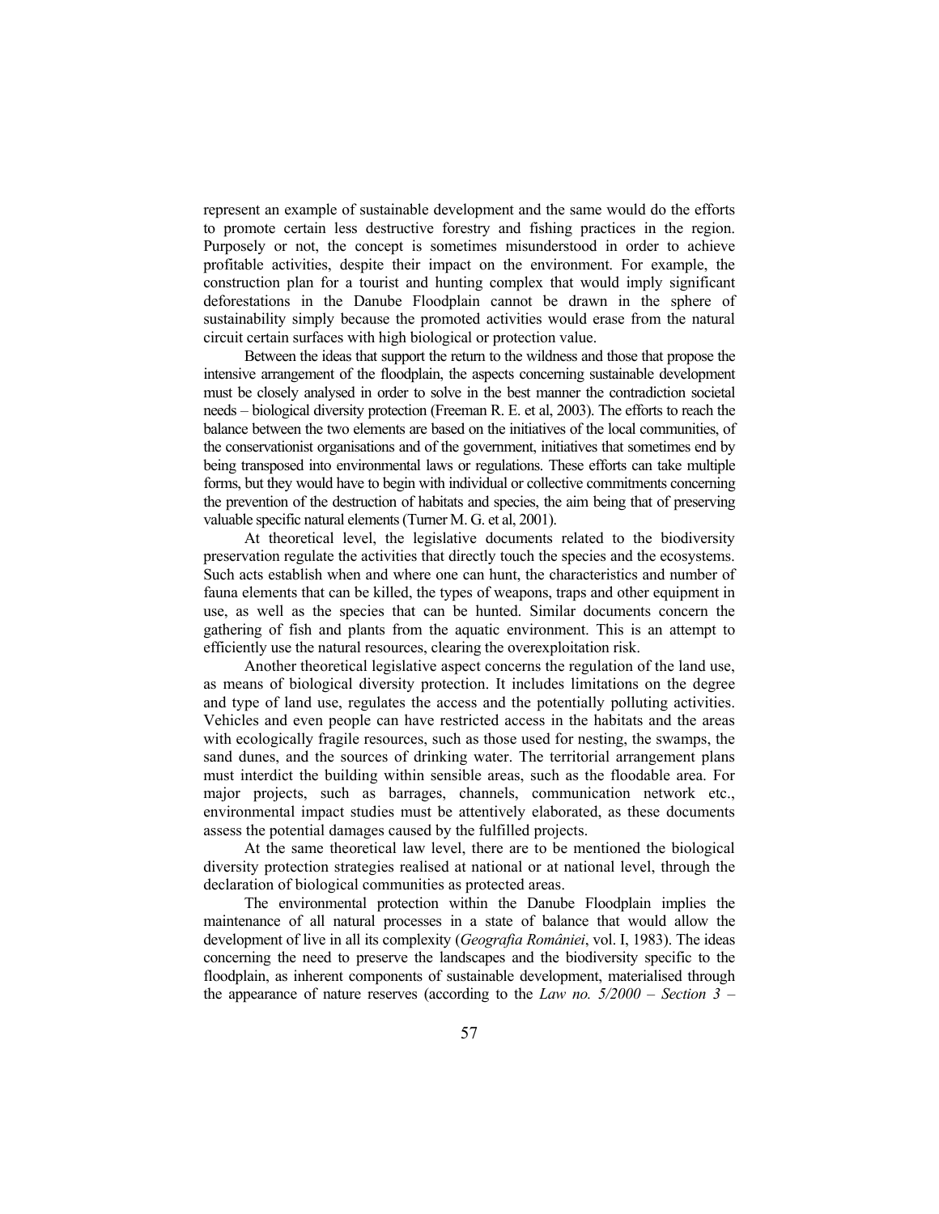represent an example of sustainable development and the same would do the efforts to promote certain less destructive forestry and fishing practices in the region. Purposely or not, the concept is sometimes misunderstood in order to achieve profitable activities, despite their impact on the environment. For example, the construction plan for a tourist and hunting complex that would imply significant deforestations in the Danube Floodplain cannot be drawn in the sphere of sustainability simply because the promoted activities would erase from the natural circuit certain surfaces with high biological or protection value.

Between the ideas that support the return to the wildness and those that propose the intensive arrangement of the floodplain, the aspects concerning sustainable development must be closely analysed in order to solve in the best manner the contradiction societal needs – biological diversity protection (Freeman R. E. et al, 2003). The efforts to reach the balance between the two elements are based on the initiatives of the local communities, of the conservationist organisations and of the government, initiatives that sometimes end by being transposed into environmental laws or regulations. These efforts can take multiple forms, but they would have to begin with individual or collective commitments concerning the prevention of the destruction of habitats and species, the aim being that of preserving valuable specific natural elements (Turner M. G. et al, 2001).

At theoretical level, the legislative documents related to the biodiversity preservation regulate the activities that directly touch the species and the ecosystems. Such acts establish when and where one can hunt, the characteristics and number of fauna elements that can be killed, the types of weapons, traps and other equipment in use, as well as the species that can be hunted. Similar documents concern the gathering of fish and plants from the aquatic environment. This is an attempt to efficiently use the natural resources, clearing the overexploitation risk.

Another theoretical legislative aspect concerns the regulation of the land use, as means of biological diversity protection. It includes limitations on the degree and type of land use, regulates the access and the potentially polluting activities. Vehicles and even people can have restricted access in the habitats and the areas with ecologically fragile resources, such as those used for nesting, the swamps, the sand dunes, and the sources of drinking water. The territorial arrangement plans must interdict the building within sensible areas, such as the floodable area. For major projects, such as barrages, channels, communication network etc., environmental impact studies must be attentively elaborated, as these documents assess the potential damages caused by the fulfilled projects.

At the same theoretical law level, there are to be mentioned the biological diversity protection strategies realised at national or at national level, through the declaration of biological communities as protected areas.

The environmental protection within the Danube Floodplain implies the maintenance of all natural processes in a state of balance that would allow the development of live in all its complexity (*Geografia României*, vol. I, 1983). The ideas concerning the need to preserve the landscapes and the biodiversity specific to the floodplain, as inherent components of sustainable development, materialised through the appearance of nature reserves (according to the *Law no. 5/2000 – Section 3 –*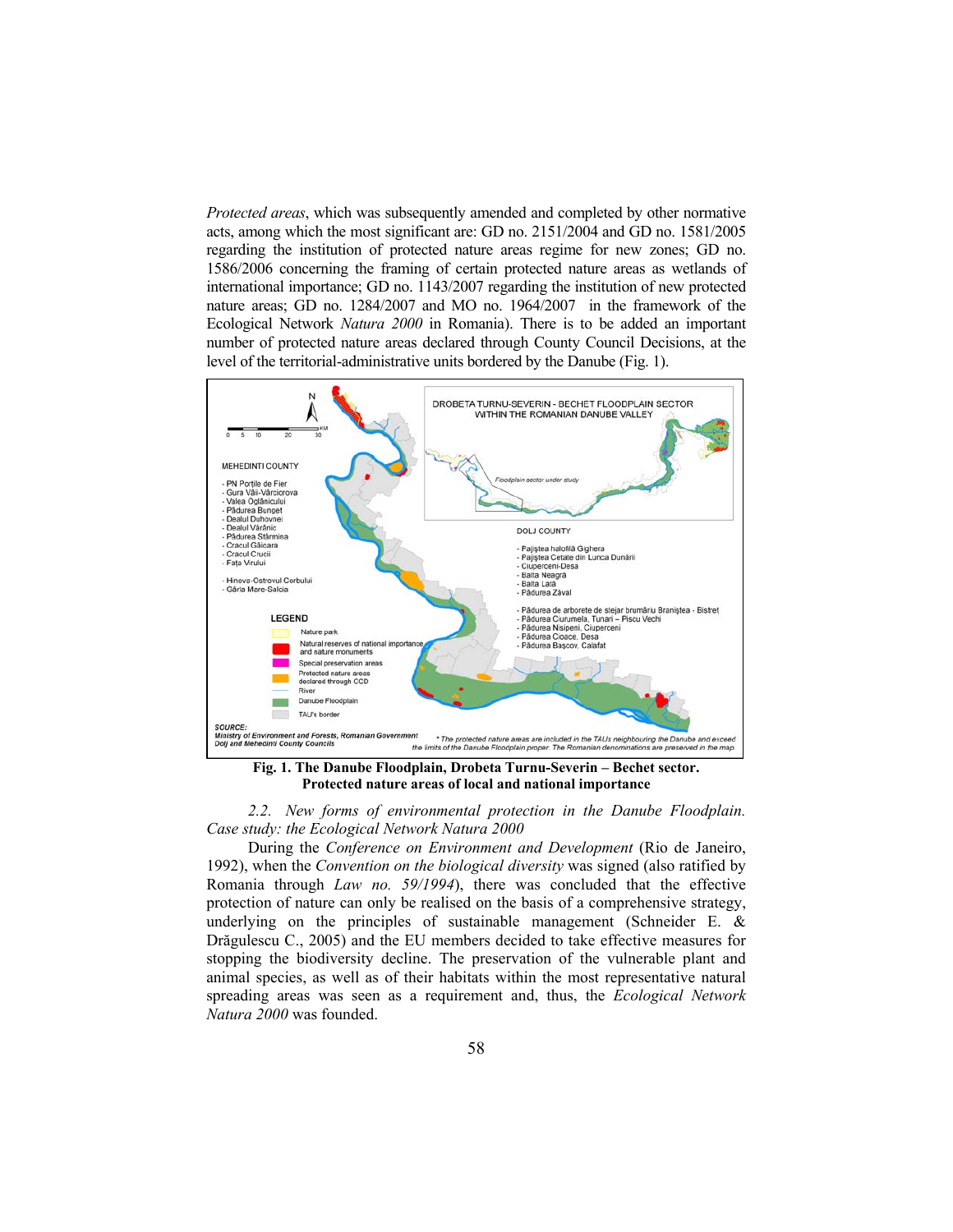*Protected areas*, which was subsequently amended and completed by other normative acts, among which the most significant are: GD no. 2151/2004 and GD no. 1581/2005 regarding the institution of protected nature areas regime for new zones; GD no. 1586/2006 concerning the framing of certain protected nature areas as wetlands of international importance; GD no. 1143/2007 regarding the institution of new protected nature areas; GD no. 1284/2007 and MO no. 1964/2007 in the framework of the Ecological Network *Natura 2000* in Romania). There is to be added an important number of protected nature areas declared through County Council Decisions, at the level of the territorial-administrative units bordered by the Danube (Fig. 1).

**Fig. 1. The Danube Floodplain, Drobeta Turnu-Severin – Bechet sector. Protected nature areas of local and national importance**

*2.2. New forms of environmental protection in the Danube Floodplain. Case study: the Ecological Network Natura 2000*

During the *Conference on Environment and Development* (Rio de Janeiro, 1992), when the *Convention on the biological diversity* was signed (also ratified by Romania through *Law no. 59/1994*), there was concluded that the effective protection of nature can only be realised on the basis of a comprehensive strategy, underlying on the principles of sustainable management (Schneider E. & Drăgulescu C., 2005) and the EU members decided to take effective measures for stopping the biodiversity decline. The preservation of the vulnerable plant and animal species, as well as of their habitats within the most representative natural spreading areas was seen as a requirement and, thus, the *Ecological Network Natura 2000* was founded.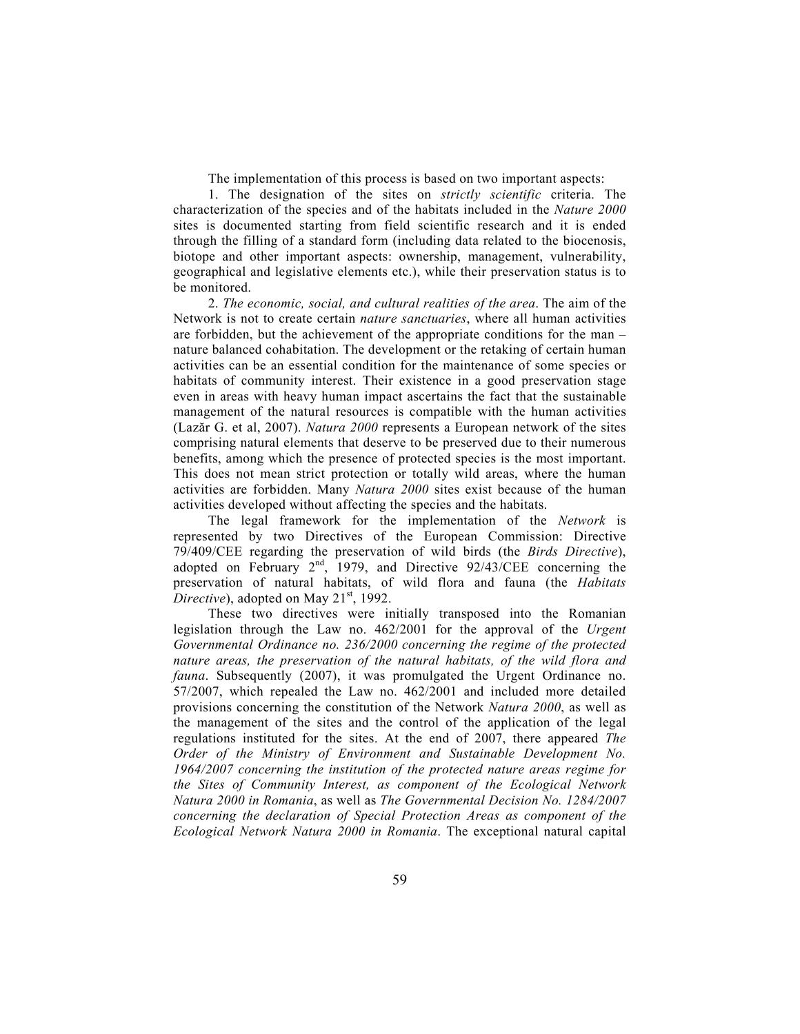The implementation of this process is based on two important aspects:

1. The designation of the sites on *strictly scientific* criteria. The characterization of the species and of the habitats included in the *Nature 2000* sites is documented starting from field scientific research and it is ended through the filling of a standard form (including data related to the biocenosis, biotope and other important aspects: ownership, management, vulnerability, geographical and legislative elements etc.), while their preservation status is to be monitored.

2. *The economic, social, and cultural realities of the area*. The aim of the Network is not to create certain *nature sanctuaries*, where all human activities are forbidden, but the achievement of the appropriate conditions for the man – nature balanced cohabitation. The development or the retaking of certain human activities can be an essential condition for the maintenance of some species or habitats of community interest. Their existence in a good preservation stage even in areas with heavy human impact ascertains the fact that the sustainable management of the natural resources is compatible with the human activities (Lazăr G. et al, 2007). *Natura 2000* represents a European network of the sites comprising natural elements that deserve to be preserved due to their numerous benefits, among which the presence of protected species is the most important. This does not mean strict protection or totally wild areas, where the human activities are forbidden. Many *Natura 2000* sites exist because of the human activities developed without affecting the species and the habitats.

The legal framework for the implementation of the *Network* is represented by two Directives of the European Commission: Directive 79/409/CEE regarding the preservation of wild birds (the *Birds Directive*), adopted on February 2[nd], 1979, and Directive 92/43/CEE concerning the preservation of natural habitats, of wild flora and fauna (the *Habitats Directive*), adopted on May 21[st], 1992.

These two directives were initially transposed into the Romanian legislation through the Law no. 462/2001 for the approval of the *Urgent Governmental Ordinance no. 236/2000 concerning the regime of the protected nature areas, the preservation of the natural habitats, of the wild flora and fauna*. Subsequently (2007), it was promulgated the Urgent Ordinance no. 57/2007, which repealed the Law no. 462/2001 and included more detailed provisions concerning the constitution of the Network *Natura 2000*, as well as the management of the sites and the control of the application of the legal regulations instituted for the sites. At the end of 2007, there appeared *The Order of the Ministry of Environment and Sustainable Development No. 1964/2007 concerning the institution of the protected nature areas regime for the Sites of Community Interest, as component of the Ecological Network Natura 2000 in Romania*, as well as *The Governmental Decision No. 1284/2007 concerning the declaration of Special Protection Areas as component of the Ecological Network Natura 2000 in Romania*. The exceptional natural capital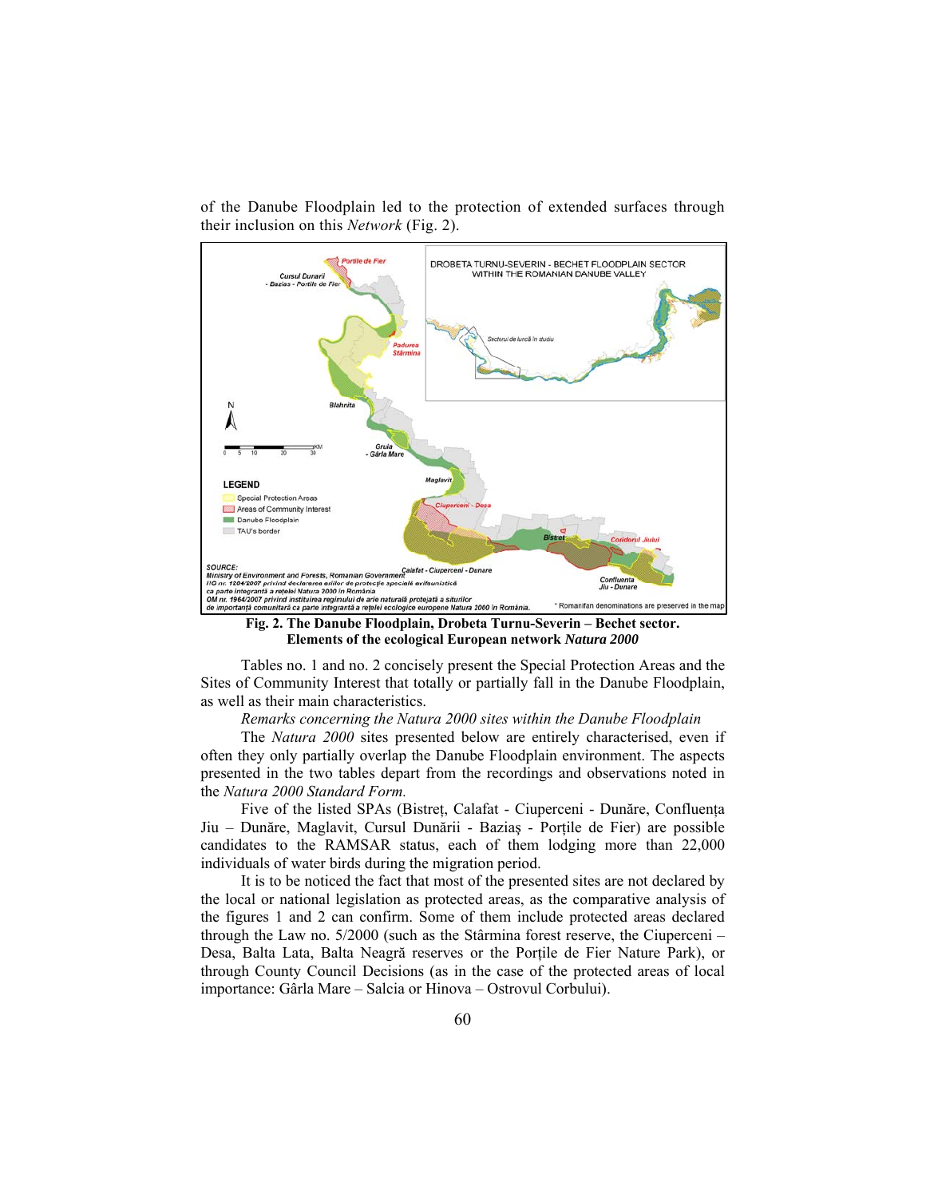of the Danube Floodplain led to the protection of extended surfaces through their inclusion on this *Network* (Fig. 2).

**Fig. 2. The Danube Floodplain, Drobeta Turnu-Severin – Bechet sector. Elements of the ecological European network *Natura 2000***

Tables no. 1 and no. 2 concisely present the Special Protection Areas and the Sites of Community Interest that totally or partially fall in the Danube Floodplain, as well as their main characteristics.

*Remarks concerning the Natura 2000 sites within the Danube Floodplain*

The *Natura 2000* sites presented below are entirely characterised, even if often they only partially overlap the Danube Floodplain environment. The aspects presented in the two tables depart from the recordings and observations noted in the *Natura 2000 Standard Form.*

Five of the listed SPAs (Bistreț, Calafat - Ciuperceni - Dunăre, Confluența Jiu – Dunăre, Maglavit, Cursul Dunării - Baziaş - Porțile de Fier) are possible candidates to the RAMSAR status, each of them lodging more than 22,000 individuals of water birds during the migration period.

It is to be noticed the fact that most of the presented sites are not declared by the local or national legislation as protected areas, as the comparative analysis of the figures 1 and 2 can confirm. Some of them include protected areas declared through the Law no. 5/2000 (such as the Stârmina forest reserve, the Ciuperceni – Desa, Balta Lata, Balta Neagră reserves or the Porțile de Fier Nature Park), or through County Council Decisions (as in the case of the protected areas of local importance: Gârla Mare – Salcia or Hinova – Ostrovul Corbului).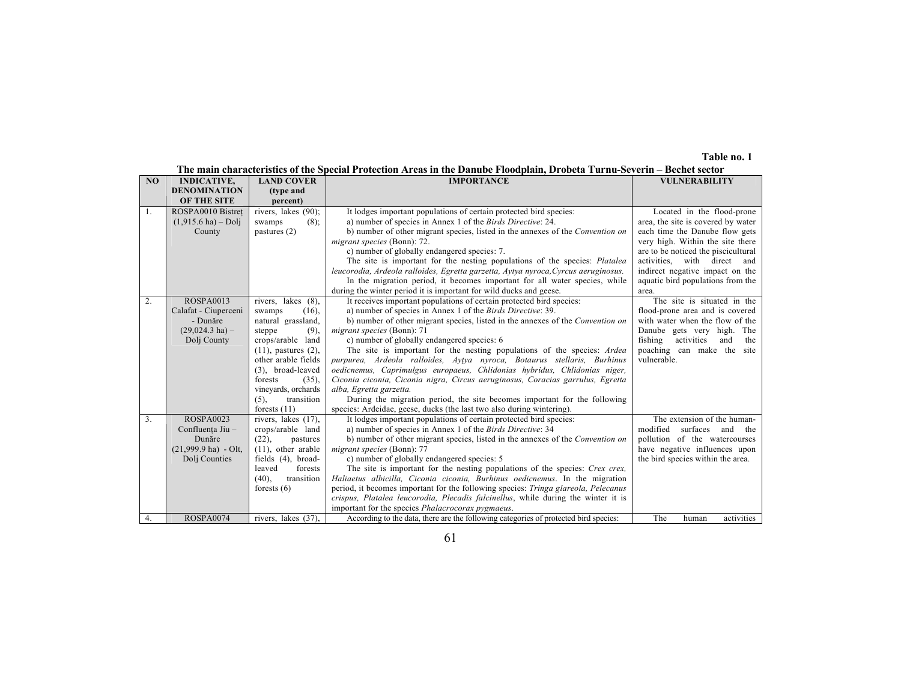**Table no. 1**

**The main characteristics of the Special Protection Areas in the Danube Floodplain, Drobeta Turnu-Severin – Bechet sector**

| NO | INDICATIVE, DENOMINATION OF THE SITE | LAND COVER (type and percent) | IMPORTANCE | VULNERABILITY |
|---|---|---|---|---|
| 1. | ROSPA0010 Bistreț (1,915.6 ha) – Dolj County | rivers, lakes (90); swamps (8); pastures (2) | It lodges important populations of certain protected bird species:<br>a) number of species in Annex 1 of the *Birds Directive*: 24.<br>b) number of other migrant species, listed in the annexes of the *Convention on migrant species* (Bonn): 72.<br>c) number of globally endangered species: 7.<br>The site is important for the nesting populations of the species: *Platalea leucorodia, Ardeola ralloides, Egretta garzetta, Aytya nyroca,Cyrcus aeruginosus.*<br>In the migration period, it becomes important for all water species, while during the winter period it is important for wild ducks and geese. | Located in the flood-prone area, the site is covered by water each time the Danube flow gets very high. Within the site there are to be noticed the piscicultural activities, with direct and indirect negative impact on the aquatic bird populations from the area. |
| 2. | ROSPA0013 Calafat - Ciuperceni - Dunăre (29,024.3 ha) – Dolj County | rivers, lakes (8), swamps (16), natural grassland, steppe (9), crops/arable land (11), pastures (2), other arable fields (3), broad-leaved forests (35), vineyards, orchards (5), transition forests (11) | It receives important populations of certain protected bird species:<br>a) number of species in Annex 1 of the *Birds Directive*: 39.<br>b) number of other migrant species, listed in the annexes of the *Convention on migrant species* (Bonn): 71<br>c) number of globally endangered species: 6<br>The site is important for the nesting populations of the species: *Ardea purpurea, Ardeola ralloides, Aytya nyroca, Botaurus stellaris, Burhinus oedicnemus, Caprimulgus europaeus, Chlidonias hybridus, Chlidonias niger, Ciconia ciconia, Ciconia nigra, Circus aeruginosus, Coracias garrulus, Egretta alba, Egretta garzetta.*<br>During the migration period, the site becomes important for the following species: Ardeidae, geese, ducks (the last two also during wintering). | The site is situated in the flood-prone area and is covered with water when the flow of the Danube gets very high. The fishing activities and the poaching can make the site vulnerable. |
| 3. | ROSPA0023 Confluența Jiu – Dunăre (21,999.9 ha) - Olt, Dolj Counties | rivers, lakes (17), crops/arable land (22), pastures (11), other arable fields (4), broad-leaved forests (40), transition forests (6) | It lodges important populations of certain protected bird species:<br>a) number of species in Annex 1 of the *Birds Directive*: 34<br>b) number of other migrant species, listed in the annexes of the *Convention on migrant species* (Bonn): 77<br>c) number of globally endangered species: 5<br>The site is important for the nesting populations of the species: *Crex crex, Haliaetus albicilla, Ciconia ciconia, Burhinus oedicnemus*. In the migration period, it becomes important for the following species: *Tringa glareola, Pelecanus crispus, Platalea leucorodia, Plecadis falcinellus*, while during the winter it is important for the species *Phalacrocorax pygmaeus*. | The extension of the human-modified surfaces and the pollution of the watercourses have negative influences upon the bird species within the area. |
| 4. | ROSPA0074 | rivers, lakes (37), | According to the data, there are the following categories of protected bird species: | The human activities |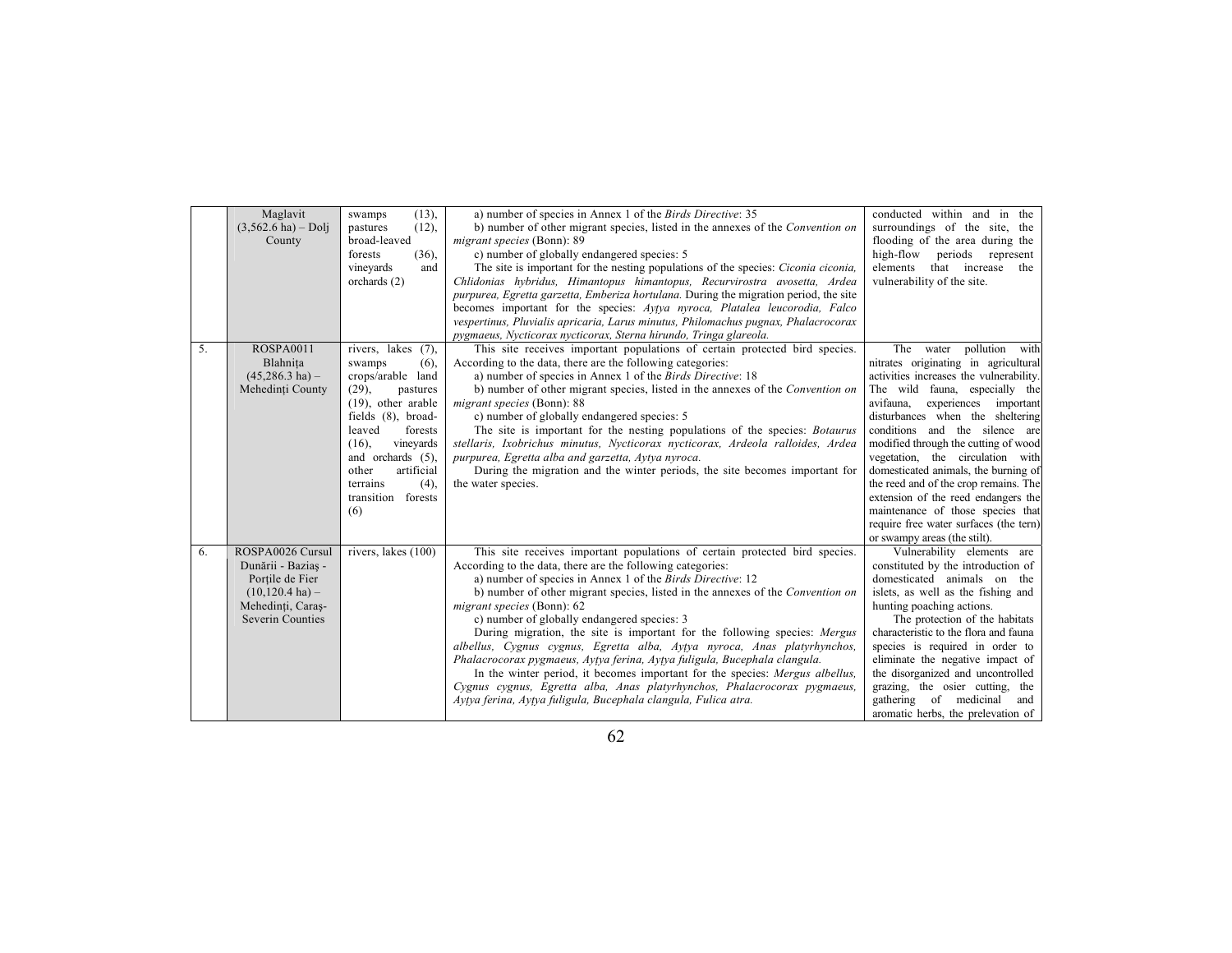| | | | | |
|---|---|---|---|---|
| | Maglavit (3,562.6 ha) – Dolj County | swamps (13), pastures (12), broad-leaved forests (36), vineyards and orchards (2) | a) number of species in Annex 1 of the *Birds Directive*: 35<br>b) number of other migrant species, listed in the annexes of the *Convention on migrant species* (Bonn): 89<br>c) number of globally endangered species: 5<br>The site is important for the nesting populations of the species: *Ciconia ciconia, Chlidonias hybridus, Himantopus himantopus, Recurvirostra avosetta, Ardea purpurea, Egretta garzetta, Emberiza hortulana.* During the migration period, the site becomes important for the species: *Aytya nyroca, Platalea leucorodia, Falco vespertinus, Pluvialis apricaria, Larus minutus, Philomachus pugnax, Phalacrocorax pygmaeus, Nycticorax nycticorax, Sterna hirundo, Tringa glareola.* | conducted within and in the surroundings of the site, the flooding of the area during the high-flow periods represent elements that increase the vulnerability of the site. |
| 5. | ROSPA0011 Blahnița (45,286.3 ha) – Mehedinți County | rivers, lakes (7), swamps (6), crops/arable land (29), pastures (19), other arable fields (8), broad-leaved forests (16), vineyards and orchards (5), other artificial terrains (4), transition forests (6) | This site receives important populations of certain protected bird species. According to the data, there are the following categories:<br>a) number of species in Annex 1 of the *Birds Directive*: 18<br>b) number of other migrant species, listed in the annexes of the *Convention on migrant species* (Bonn): 88<br>c) number of globally endangered species: 5<br>The site is important for the nesting populations of the species: *Botaurus stellaris, Ixobrichus minutus, Nycticorax nycticorax, Ardeola ralloides, Ardea purpurea, Egretta alba and garzetta, Aytya nyroca.*<br>During the migration and the winter periods, the site becomes important for the water species. | The water pollution with nitrates originating in agricultural activities increases the vulnerability. The wild fauna, especially the avifauna, experiences important disturbances when the sheltering conditions and the silence are modified through the cutting of wood vegetation, the circulation with domesticated animals, the burning of the reed and of the crop remains. The extension of the reed endangers the maintenance of those species that require free water surfaces (the tern) or swampy areas (the stilt). |
| 6. | ROSPA0026 Cursul Dunării - Baziaș - Porțile de Fier (10,120.4 ha) – Mehedinți, Caraș-Severin Counties | rivers, lakes (100) | This site receives important populations of certain protected bird species. According to the data, there are the following categories:<br>a) number of species in Annex 1 of the *Birds Directive*: 12<br>b) number of other migrant species, listed in the annexes of the *Convention on migrant species* (Bonn): 62<br>c) number of globally endangered species: 3<br>During migration, the site is important for the following species: *Mergus albellus, Cygnus cygnus, Egretta alba, Aytya nyroca, Anas platyrhynchos, Phalacrocorax pygmaeus, Aytya ferina, Aytya fuligula, Bucephala clangula.*<br>In the winter period, it becomes important for the species: *Mergus albellus, Cygnus cygnus, Egretta alba, Anas platyrhynchos, Phalacrocorax pygmaeus, Aytya ferina, Aytya fuligula, Bucephala clangula, Fulica atra.* | Vulnerability elements are constituted by the introduction of domesticated animals on the islets, as well as the fishing and hunting poaching actions.<br>The protection of the habitats characteristic to the flora and fauna species is required in order to eliminate the negative impact of the disorganized and uncontrolled grazing, the osier cutting, the gathering of medicinal and aromatic herbs, the prelevation of |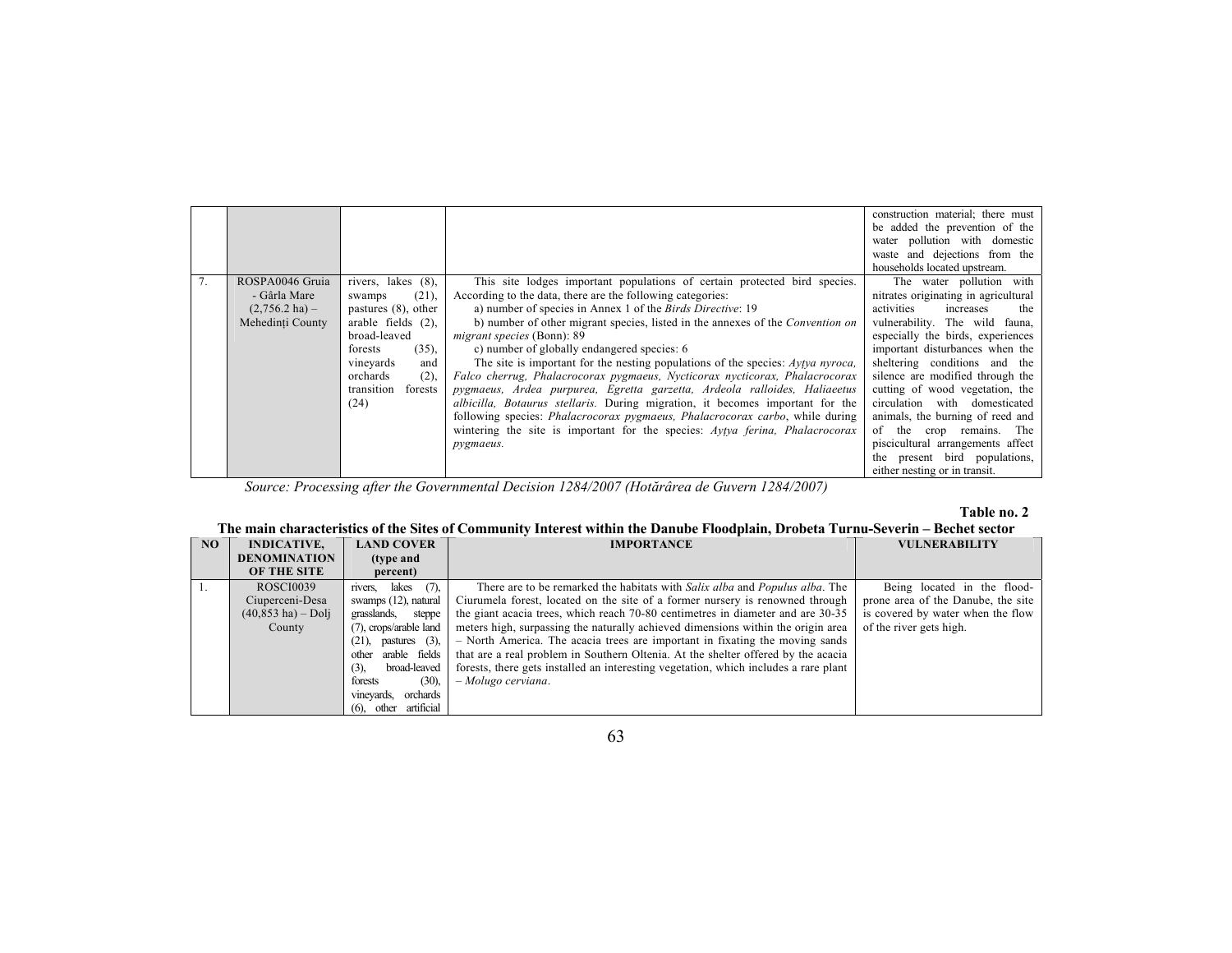| | | | | construction material; there must be added the prevention of the water pollution with domestic waste and dejections from the households located upstream. |
|---|---|---|---|---|
| 7. | ROSPA0046 Gruia - Gârla Mare (2,756.2 ha) – Mehedinți County | rivers, lakes (8), swamps (21), pastures (8), other arable fields (2), broad-leaved forests (35), vineyards and orchards (2), transition forests (24) | This site lodges important populations of certain protected bird species. According to the data, there are the following categories: a) number of species in Annex 1 of the *Birds Directive*: 19 b) number of other migrant species, listed in the annexes of the *Convention on migrant species* (Bonn): 89 c) number of globally endangered species: 6 The site is important for the nesting populations of the species: *Aytya nyroca, Falco cherrug, Phalacrocorax pygmaeus, Nycticorax nycticorax, Phalacrocorax pygmaeus, Ardea purpurea, Egretta garzetta, Ardeola ralloides, Haliaeetus albicilla, Botaurus stellaris.* During migration, it becomes important for the following species: *Phalacrocorax pygmaeus, Phalacrocorax carbo*, while during wintering the site is important for the species: *Aytya ferina, Phalacrocorax pygmaeus.* | The water pollution with nitrates originating in agricultural activities increases the vulnerability. The wild fauna, especially the birds, experiences important disturbances when the sheltering conditions and the silence are modified through the cutting of wood vegetation, the circulation with domesticated animals, the burning of reed and of the crop remains. The piscicultural arrangements affect the present bird populations, either nesting or in transit. |

*Source: Processing after the Governmental Decision 1284/2007 (Hotărârea de Guvern 1284/2007)*

**Table no. 2**

**The main characteristics of the Sites of Community Interest within the Danube Floodplain, Drobeta Turnu-Severin – Bechet sector**

| NO | INDICATIVE, DENOMINATION OF THE SITE | LAND COVER (type and percent) | IMPORTANCE | VULNERABILITY |
|---|---|---|---|---|
| 1. | ROSCI0039 Ciuperceni-Desa (40,853 ha) – Dolj County | rivers, lakes (7), swamps (12), natural grasslands, steppe (7), crops/arable land (21), pastures (3), other arable fields (3), broad-leaved forests (30), vineyards, orchards (6), other artificial | There are to be remarked the habitats with *Salix alba* and *Populus alba*. The Ciurumela forest, located on the site of a former nursery is renowned through the giant acacia trees, which reach 70-80 centimetres in diameter and are 30-35 meters high, surpassing the naturally achieved dimensions within the origin area – North America. The acacia trees are important in fixating the moving sands that are a real problem in Southern Oltenia. At the shelter offered by the acacia forests, there gets installed an interesting vegetation, which includes a rare plant – *Molugo cerviana*. | Being located in the flood-prone area of the Danube, the site is covered by water when the flow of the river gets high. |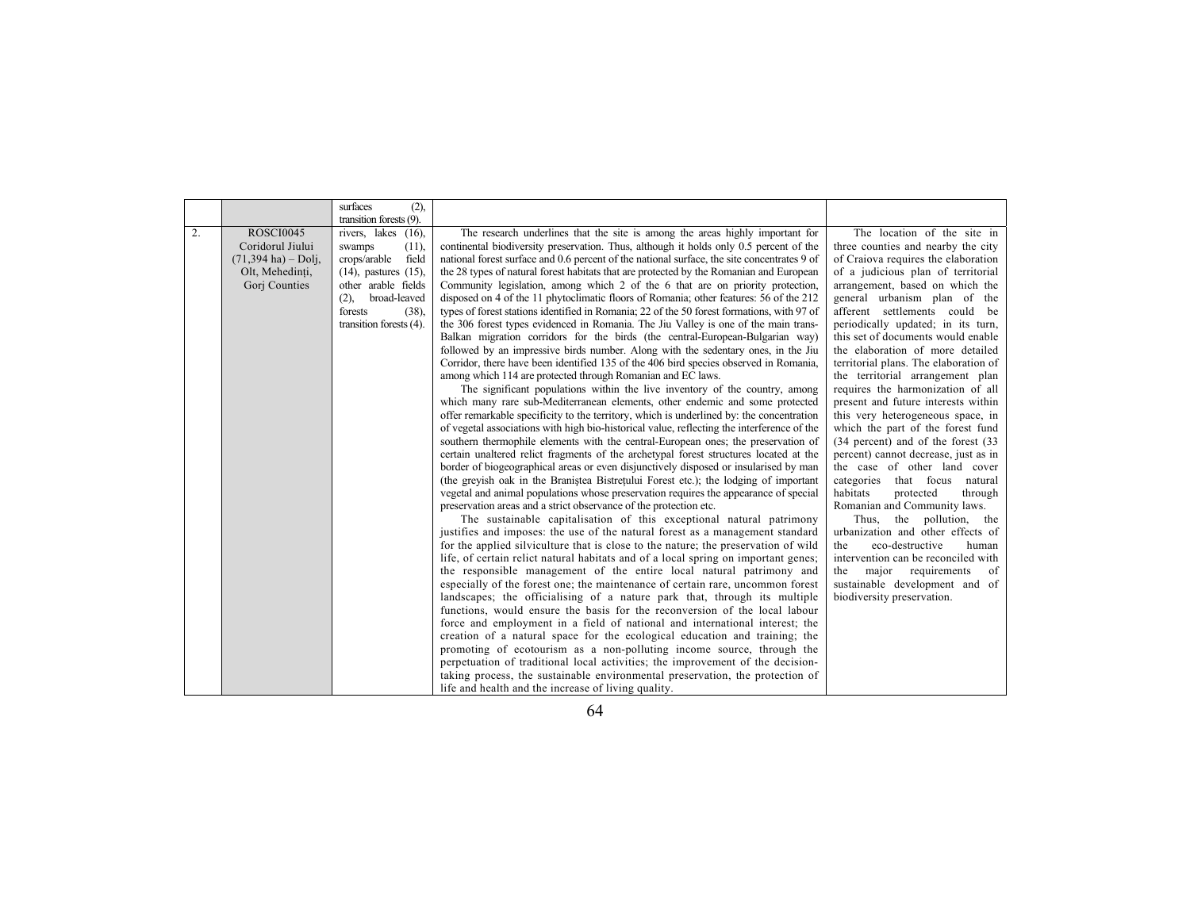|  |  | surfaces (2), transition forests (9). |  |  |
|---|---|---|---|---|
| 2. | ROSCI0045 Coridorul Jiului (71,394 ha) – Dolj, Olt, Mehedinți, Gorj Counties | rivers, lakes (16), swamps (11), crops/arable field (14), pastures (15), other arable fields (2), broad-leaved forests (38), transition forests (4). | The research underlines that the site is among the areas highly important for continental biodiversity preservation. Thus, although it holds only 0.5 percent of the national forest surface and 0.6 percent of the national surface, the site concentrates 9 of the 28 types of natural forest habitats that are protected by the Romanian and European Community legislation, among which 2 of the 6 that are on priority protection, disposed on 4 of the 11 phytoclimatic floors of Romania; other features: 56 of the 212 types of forest stations identified in Romania; 22 of the 50 forest formations, with 97 of the 306 forest types evidenced in Romania. The Jiu Valley is one of the main trans-Balkan migration corridors for the birds (the central-European-Bulgarian way) followed by an impressive birds number. Along with the sedentary ones, in the Jiu Corridor, there have been identified 135 of the 406 bird species observed in Romania, among which 114 are protected through Romanian and EC laws.<br>The significant populations within the live inventory of the country, among which many rare sub-Mediterranean elements, other endemic and some protected offer remarkable specificity to the territory, which is underlined by: the concentration of vegetal associations with high bio-historical value, reflecting the interference of the southern thermophile elements with the central-European ones; the preservation of certain unaltered relict fragments of the archetypal forest structures located at the border of biogeographical areas or even disjunctively disposed or insularised by man (the greyish oak in the Braniștea Bistrețului Forest etc.); the lodging of important vegetal and animal populations whose preservation requires the appearance of special preservation areas and a strict observance of the protection etc.<br>The sustainable capitalisation of this exceptional natural patrimony justifies and imposes: the use of the natural forest as a management standard for the applied silviculture that is close to the nature; the preservation of wild life, of certain relict natural habitats and of a local spring on important genes; the responsible management of the entire local natural patrimony and especially of the forest one; the maintenance of certain rare, uncommon forest landscapes; the officialising of a nature park that, through its multiple functions, would ensure the basis for the reconversion of the local labour force and employment in a field of national and international interest; the creation of a natural space for the ecological education and training; the promoting of ecotourism as a non-polluting income source, through the perpetuation of traditional local activities; the improvement of the decision-taking process, the sustainable environmental preservation, the protection of life and health and the increase of living quality. | The location of the site in three counties and nearby the city of Craiova requires the elaboration of a judicious plan of territorial arrangement, based on which the general urbanism plan of the afferent settlements could be periodically updated; in its turn, this set of documents would enable the elaboration of more detailed territorial plans. The elaboration of the territorial arrangement plan requires the harmonization of all present and future interests within this very heterogeneous space, in which the part of the forest fund (34 percent) and of the forest (33 percent) cannot decrease, just as in the case of other land cover categories that focus natural habitats protected through Romanian and Community laws.<br>Thus, the pollution, the urbanization and other effects of the eco-destructive human intervention can be reconciled with the major requirements of sustainable development and of biodiversity preservation. |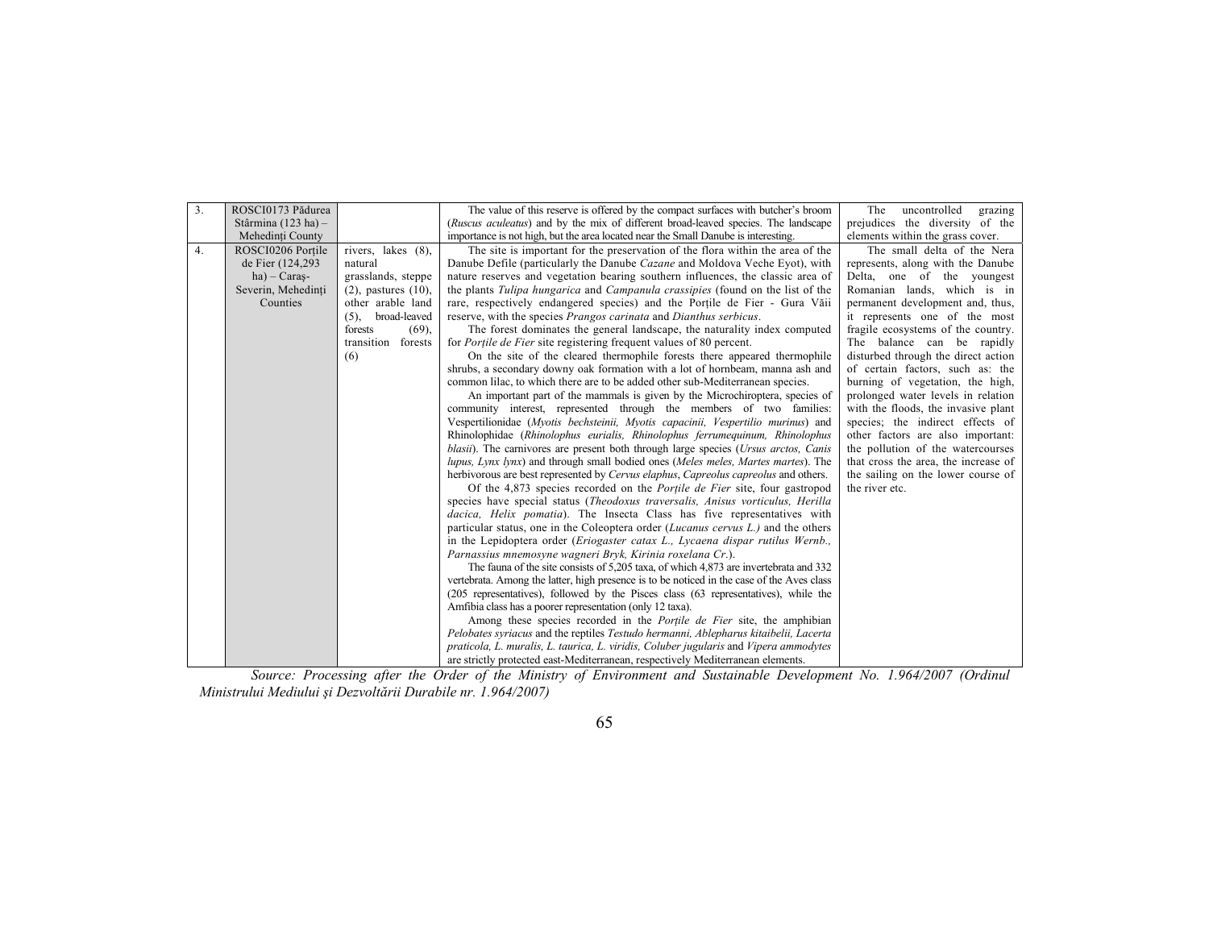| 3. | ROSCI0173 Pădurea Stârmina (123 ha) – Mehedinți County | | The value of this reserve is offered by the compact surfaces with butcher's broom (*Ruscus aculeatus*) and by the mix of different broad-leaved species. The landscape importance is not high, but the area located near the Small Danube is interesting. | The uncontrolled grazing prejudices the diversity of the elements within the grass cover. |
|---|---|---|---|---|
| 4. | ROSCI0206 Porțile de Fier (124,293 ha) – Caraș-Severin, Mehedinți Counties | rivers, lakes (8), natural grasslands, steppe (2), pastures (10), other arable land (5), broad-leaved forests (69), transition forests (6) | The site is important for the preservation of the flora within the area of the Danube Defile (particularly the Danube *Cazane* and Moldova Veche Eyot), with nature reserves and vegetation bearing southern influences, the classic area of the plants *Tulipa hungarica* and *Campanula crassipies* (found on the list of the rare, respectively endangered species) and the Porțile de Fier - Gura Văii reserve, with the species *Prangos carinata* and *Dianthus serbicus*.<br>The forest dominates the general landscape, the naturality index computed for *Porțile de Fier* site registering frequent values of 80 percent.<br>On the site of the cleared thermophile forests there appeared thermophile shrubs, a secondary downy oak formation with a lot of hornbeam, manna ash and common lilac, to which there are to be added other sub-Mediterranean species.<br>An important part of the mammals is given by the Microchiroptera, species of community interest, represented through the members of two families: Vespertilionidae (*Myotis bechsteinii, Myotis capacinii, Vespertilio murinus*) and Rhinolophidae (*Rhinolophus eurialis, Rhinolophus ferrumequinum, Rhinolophus blasii*). The carnivores are present both through large species (*Ursus arctos, Canis lupus, Lynx lynx*) and through small bodied ones (*Meles meles, Martes martes*). The herbivorous are best represented by *Cervus elaphus*, *Capreolus capreolus* and others.<br>Of the 4,873 species recorded on the *Porțile de Fier* site, four gastropod species have special status (*Theodoxus traversalis, Anisus vorticulus, Herilla dacica, Helix pomatia*). The Insecta Class has five representatives with particular status, one in the Coleoptera order (*Lucanus cervus L.)* and the others in the Lepidoptera order (*Eriogaster catax L., Lycaena dispar rutilus Wernb., Parnassius mnemosyne wagneri Bryk, Kirinia roxelana Cr*.).<br>The fauna of the site consists of 5,205 taxa, of which 4,873 are invertebrata and 332 vertebrata. Among the latter, high presence is to be noticed in the case of the Aves class (205 representatives), followed by the Pisces class (63 representatives), while the Amfibia class has a poorer representation (only 12 taxa).<br>Among these species recorded in the *Porțile de Fier* site, the amphibian *Pelobates syriacus* and the reptiles *Testudo hermanni, Ablepharus kitaibelii, Lacerta praticola, L. muralis, L. taurica, L. viridis, Coluber jugularis* and *Vipera ammodytes* are strictly protected east-Mediterranean, respectively Mediterranean elements. | The small delta of the Nera represents, along with the Danube Delta, one of the youngest Romanian lands, which is in permanent development and, thus, it represents one of the most fragile ecosystems of the country. The balance can be rapidly disturbed through the direct action of certain factors, such as: the burning of vegetation, the high, prolonged water levels in relation with the floods, the invasive plant species; the indirect effects of other factors are also important: the pollution of the watercourses that cross the area, the increase of the sailing on the lower course of the river etc. |

*Source: Processing after the Order of the Ministry of Environment and Sustainable Development No. 1.964/2007 (Ordinul Ministrului Mediului şi Dezvoltării Durabile nr. 1.964/2007)*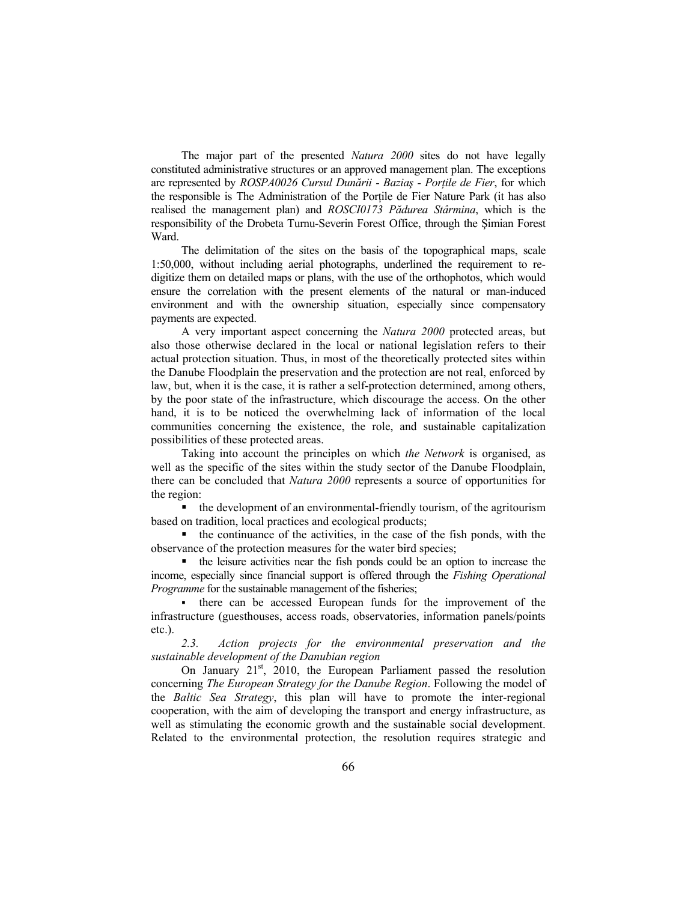The major part of the presented *Natura 2000* sites do not have legally constituted administrative structures or an approved management plan. The exceptions are represented by *ROSPA0026 Cursul Dunării - Baziaș - Porțile de Fier*, for which the responsible is The Administration of the Porțile de Fier Nature Park (it has also realised the management plan) and *ROSCI0173 Pădurea Stârmina*, which is the responsibility of the Drobeta Turnu-Severin Forest Office, through the Şimian Forest Ward.

The delimitation of the sites on the basis of the topographical maps, scale 1:50,000, without including aerial photographs, underlined the requirement to re-digitize them on detailed maps or plans, with the use of the orthophotos, which would ensure the correlation with the present elements of the natural or man-induced environment and with the ownership situation, especially since compensatory payments are expected.

A very important aspect concerning the *Natura 2000* protected areas, but also those otherwise declared in the local or national legislation refers to their actual protection situation. Thus, in most of the theoretically protected sites within the Danube Floodplain the preservation and the protection are not real, enforced by law, but, when it is the case, it is rather a self-protection determined, among others, by the poor state of the infrastructure, which discourage the access. On the other hand, it is to be noticed the overwhelming lack of information of the local communities concerning the existence, the role, and sustainable capitalization possibilities of these protected areas.

Taking into account the principles on which *the Network* is organised, as well as the specific of the sites within the study sector of the Danube Floodplain, there can be concluded that *Natura 2000* represents a source of opportunities for the region:

- the development of an environmental-friendly tourism, of the agritourism based on tradition, local practices and ecological products;
- the continuance of the activities, in the case of the fish ponds, with the observance of the protection measures for the water bird species;
- the leisure activities near the fish ponds could be an option to increase the income, especially since financial support is offered through the *Fishing Operational Programme* for the sustainable management of the fisheries;
- there can be accessed European funds for the improvement of the infrastructure (guesthouses, access roads, observatories, information panels/points etc.).

### *2.3. Action projects for the environmental preservation and the sustainable development of the Danubian region*

On January 21st, 2010, the European Parliament passed the resolution concerning *The European Strategy for the Danube Region*. Following the model of the *Baltic Sea Strategy*, this plan will have to promote the inter-regional cooperation, with the aim of developing the transport and energy infrastructure, as well as stimulating the economic growth and the sustainable social development. Related to the environmental protection, the resolution requires strategic and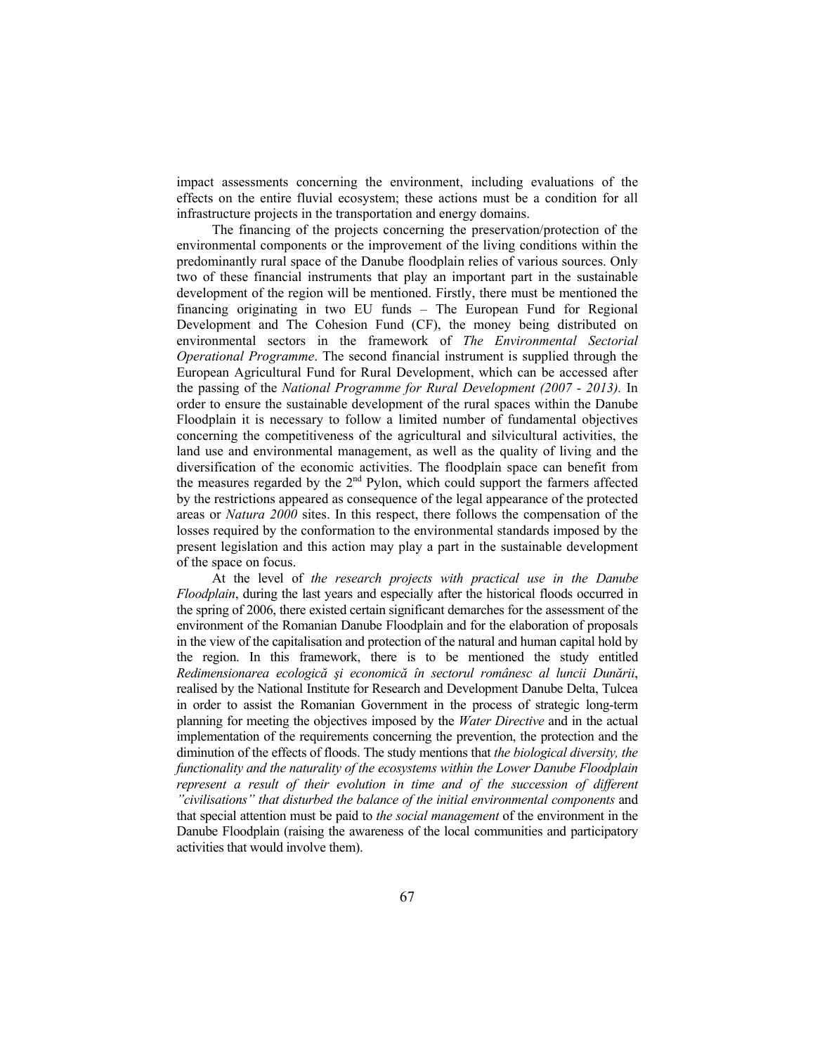impact assessments concerning the environment, including evaluations of the effects on the entire fluvial ecosystem; these actions must be a condition for all infrastructure projects in the transportation and energy domains.

The financing of the projects concerning the preservation/protection of the environmental components or the improvement of the living conditions within the predominantly rural space of the Danube floodplain relies of various sources. Only two of these financial instruments that play an important part in the sustainable development of the region will be mentioned. Firstly, there must be mentioned the financing originating in two EU funds – The European Fund for Regional Development and The Cohesion Fund (CF), the money being distributed on environmental sectors in the framework of *The Environmental Sectorial Operational Programme*. The second financial instrument is supplied through the European Agricultural Fund for Rural Development, which can be accessed after the passing of the *National Programme for Rural Development (2007 - 2013)*. In order to ensure the sustainable development of the rural spaces within the Danube Floodplain it is necessary to follow a limited number of fundamental objectives concerning the competitiveness of the agricultural and silvicultural activities, the land use and environmental management, as well as the quality of living and the diversification of the economic activities. The floodplain space can benefit from the measures regarded by the 2nd Pylon, which could support the farmers affected by the restrictions appeared as consequence of the legal appearance of the protected areas or *Natura 2000* sites. In this respect, there follows the compensation of the losses required by the conformation to the environmental standards imposed by the present legislation and this action may play a part in the sustainable development of the space on focus.

At the level of *the research projects with practical use in the Danube Floodplain*, during the last years and especially after the historical floods occurred in the spring of 2006, there existed certain significant demarches for the assessment of the environment of the Romanian Danube Floodplain and for the elaboration of proposals in the view of the capitalisation and protection of the natural and human capital hold by the region. In this framework, there is to be mentioned the study entitled *Redimensionarea ecologică şi economică în sectorul românesc al luncii Dunării*, realised by the National Institute for Research and Development Danube Delta, Tulcea in order to assist the Romanian Government in the process of strategic long-term planning for meeting the objectives imposed by the *Water Directive* and in the actual implementation of the requirements concerning the prevention, the protection and the diminution of the effects of floods. The study mentions that *the biological diversity, the functionality and the naturality of the ecosystems within the Lower Danube Floodplain represent a result of their evolution in time and of the succession of different "civilisations" that disturbed the balance of the initial environmental components* and that special attention must be paid to *the social management* of the environment in the Danube Floodplain (raising the awareness of the local communities and participatory activities that would involve them).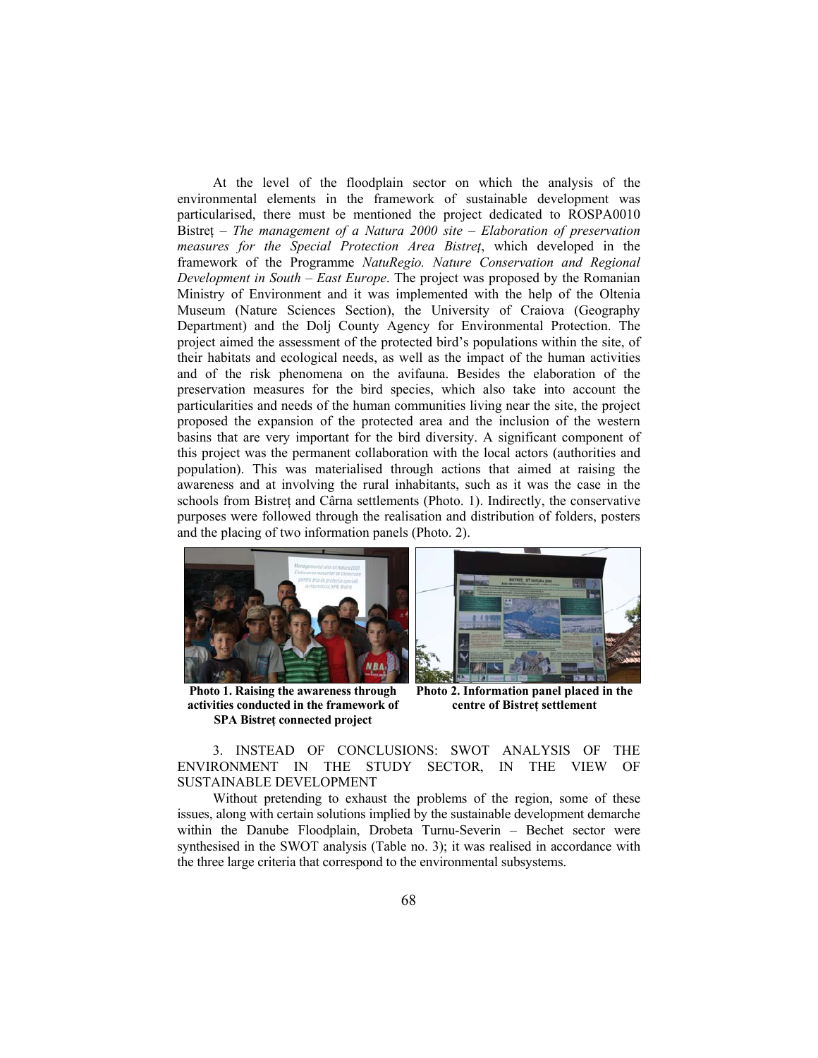At the level of the floodplain sector on which the analysis of the environmental elements in the framework of sustainable development was particularised, there must be mentioned the project dedicated to ROSPA0010 Bistreț – *The management of a Natura 2000 site – Elaboration of preservation measures for the Special Protection Area Bistreț*, which developed in the framework of the Programme *NatuRegio. Nature Conservation and Regional Development in South – East Europe*. The project was proposed by the Romanian Ministry of Environment and it was implemented with the help of the Oltenia Museum (Nature Sciences Section), the University of Craiova (Geography Department) and the Dolj County Agency for Environmental Protection. The project aimed the assessment of the protected bird's populations within the site, of their habitats and ecological needs, as well as the impact of the human activities and of the risk phenomena on the avifauna. Besides the elaboration of the preservation measures for the bird species, which also take into account the particularities and needs of the human communities living near the site, the project proposed the expansion of the protected area and the inclusion of the western basins that are very important for the bird diversity. A significant component of this project was the permanent collaboration with the local actors (authorities and population). This was materialised through actions that aimed at raising the awareness and at involving the rural inhabitants, such as it was the case in the schools from Bistreț and Cârna settlements (Photo. 1). Indirectly, the conservative purposes were followed through the realisation and distribution of folders, posters and the placing of two information panels (Photo. 2).

**Photo 1. Raising the awareness through activities conducted in the framework of SPA Bistreț connected project**

**Photo 2. Information panel placed in the centre of Bistreț settlement**

## 3. INSTEAD OF CONCLUSIONS: SWOT ANALYSIS OF THE ENVIRONMENT IN THE STUDY SECTOR, IN THE VIEW OF SUSTAINABLE DEVELOPMENT

Without pretending to exhaust the problems of the region, some of these issues, along with certain solutions implied by the sustainable development demarche within the Danube Floodplain, Drobeta Turnu-Severin – Bechet sector were synthesised in the SWOT analysis (Table no. 3); it was realised in accordance with the three large criteria that correspond to the environmental subsystems.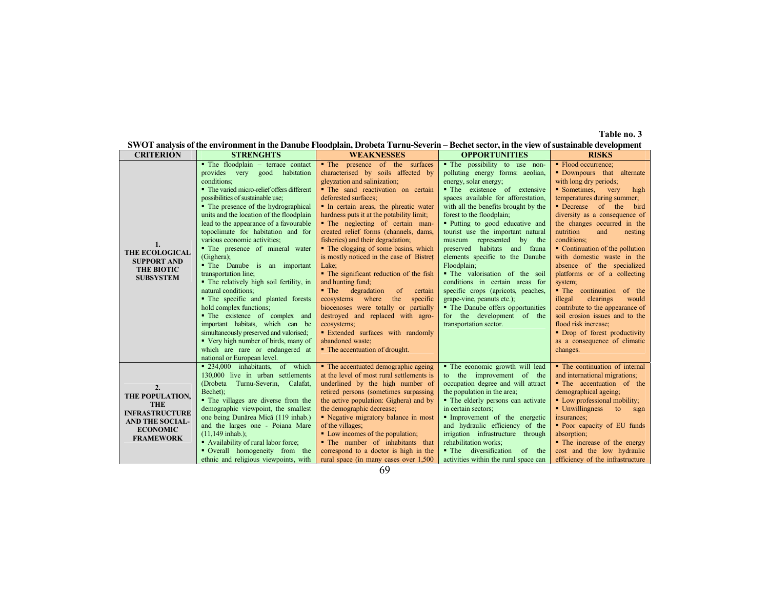Table no. 3

**SWOT analysis of the environment in the Danube Floodplain, Drobeta Turnu-Severin – Bechet sector, in the view of sustainable development**

| CRITERION | STRENGHTS | WEAKNESSES | OPPORTUNITIES | RISKS |
|---|---|---|---|---|
| **1. THE ECOLOGICAL SUPPORT AND THE BIOTIC SUBSYSTEM** | ▪ The floodplain – terrace contact provides very good habitation conditions; ▪ The varied micro-relief offers different possibilities of sustainable use; ▪ The presence of the hydrographical units and the location of the floodplain lead to the appearance of a favourable topoclimate for habitation and for various economic activities; ▪ The presence of mineral water (Ghighera); ▪ The Danube is an important transportation line; ▪ The relatively high soil fertility, in natural conditions; ▪ The specific and planted forests hold complex functions; ▪ The existence of complex and important habitats, which can be simultaneously preserved and valorised; ▪ Very high number of birds, many of which are rare or endangered at national or European level. | ▪ The presence of the surfaces characterised by soils affected by gleyzation and salinization; ▪ The sand reactivation on certain deforested surfaces; ▪ In certain areas, the phreatic water hardness puts it at the potability limit; ▪ The neglecting of certain man-created relief forms (channels, dams, fisheries) and their degradation; ▪ The clogging of some basins, which is mostly noticed in the case of Bistreț Lake; ▪ The significant reduction of the fish and hunting fund; ▪ The degradation of certain ecosystems where the specific biocenoses were totally or partially destroyed and replaced with agro-ecosystems; ▪ Extended surfaces with randomly abandoned waste; ▪ The accentuation of drought. | ▪ The possibility to use non-polluting energy forms: aeolian, energy, solar energy; ▪ The existence of extensive spaces available for afforestation, with all the benefits brought by the forest to the floodplain; ▪ Putting to good educative and tourist use the important natural museum represented by the preserved habitats and fauna elements specific to the Danube Floodplain; ▪ The valorisation of the soil conditions in certain areas for specific crops (apricots, peaches, grape-vine, peanuts etc.); ▪ The Danube offers opportunities for the development of the transportation sector. | ▪ Flood occurrence; ▪ Downpours that alternate with long dry periods; ▪ Sometimes, very high temperatures during summer; ▪ Decrease of the bird diversity as a consequence of the changes occurred in the nutrition and nesting conditions; ▪ Continuation of the pollution with domestic waste in the absence of the specialized platforms or of a collecting system; ▪ The continuation of the illegal clearings would contribute to the appearance of soil erosion issues and to the flood risk increase; ▪ Drop of forest productivity as a consequence of climatic changes. |
| **2. THE POPULATION, THE INFRASTRUCTURE AND THE SOCIAL-ECONOMIC FRAMEWORK** | ▪ 234,000 inhabitants, of which 130,000 live in urban settlements (Drobeta Turnu-Severin, Calafat, Bechet); ▪ The villages are diverse from the demographic viewpoint, the smallest one being Dunărea Mică (119 inhab.) and the larges one - Poiana Mare (11,149 inhab.); ▪ Availability of rural labor force; ▪ Overall homogeneity from the ethnic and religious viewpoints, with | ▪ The accentuated demographic ageing at the level of most rural settlements is underlined by the high number of retired persons (sometimes surpassing the active population: Ghighera) and by the demographic decrease; ▪ Negative migratory balance in most of the villages; ▪ Low incomes of the population; ▪ The number of inhabitants that correspond to a doctor is high in the rural space (in many cases over 1,500 | ▪ The economic growth will lead to the improvement of the occupation degree and will attract the population in the area; ▪ The elderly persons can activate in certain sectors; ▪ Improvement of the energetic and hydraulic efficiency of the irrigation infrastructure through rehabilitation works; ▪ The diversification of the activities within the rural space can | ▪ The continuation of internal and international migrations; ▪ The accentuation of the demographical ageing; ▪ Low professional mobility; ▪ Unwillingness to sign insurances; ▪ Poor capacity of EU funds absorption; ▪ The increase of the energy cost and the low hydraulic efficiency of the infrastructure |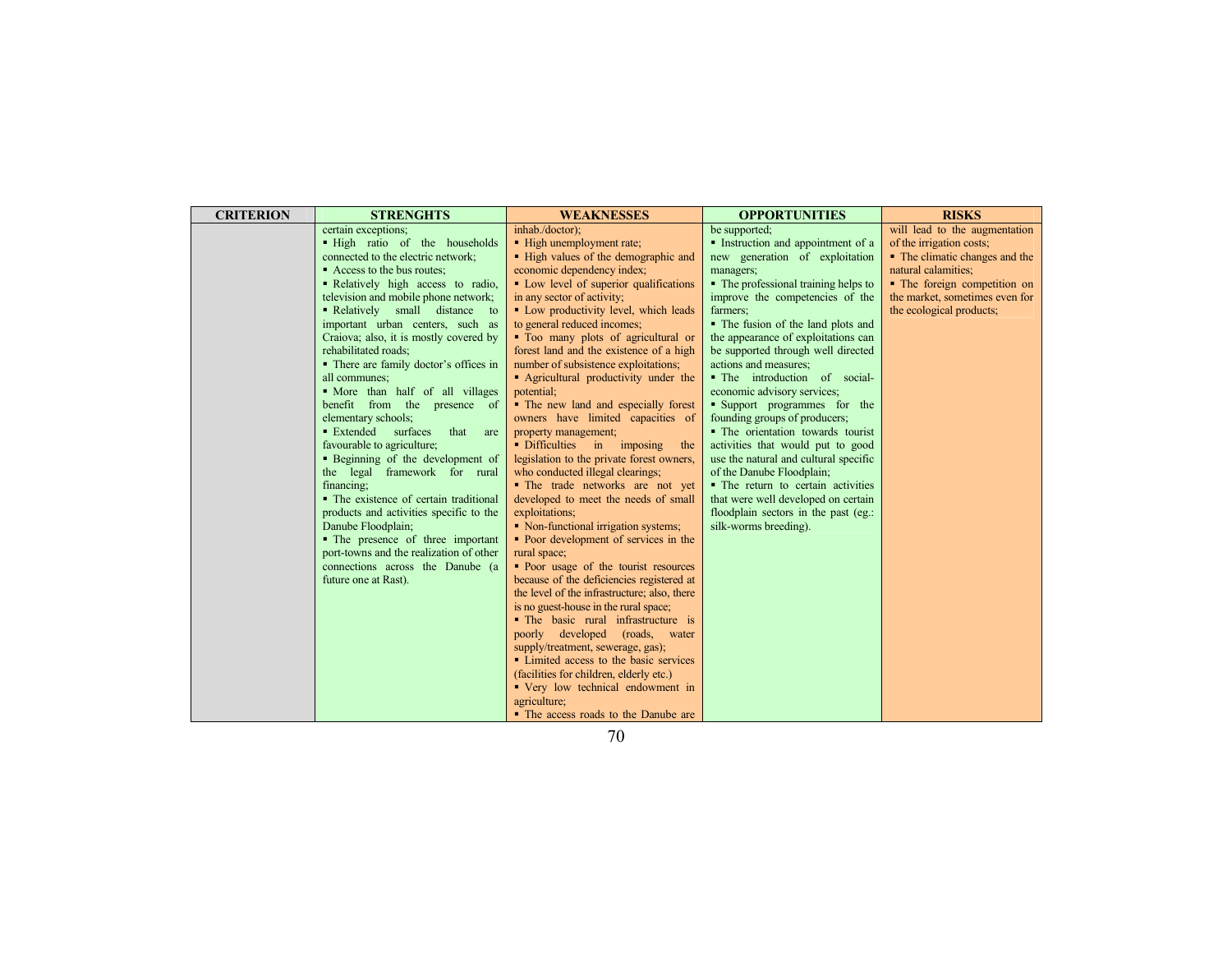| CRITERION | STRENGHTS | WEAKNESSES | OPPORTUNITIES | RISKS |
|---|---|---|---|---|
| | certain exceptions;<br>▪ High ratio of the households connected to the electric network;<br>▪ Access to the bus routes;<br>▪ Relatively high access to radio, television and mobile phone network;<br>▪ Relatively small distance to important urban centers, such as Craiova; also, it is mostly covered by rehabilitated roads;<br>▪ There are family doctor's offices in all communes;<br>▪ More than half of all villages benefit from the presence of elementary schools;<br>▪ Extended surfaces that are favourable to agriculture;<br>▪ Beginning of the development of the legal framework for rural financing;<br>▪ The existence of certain traditional products and activities specific to the Danube Floodplain;<br>▪ The presence of three important port-towns and the realization of other connections across the Danube (a future one at Rast). | inhab./doctor);<br>▪ High unemployment rate;<br>▪ High values of the demographic and economic dependency index;<br>▪ Low level of superior qualifications in any sector of activity;<br>▪ Low productivity level, which leads to general reduced incomes;<br>▪ Too many plots of agricultural or forest land and the existence of a high number of subsistence exploitations;<br>▪ Agricultural productivity under the potential;<br>▪ The new land and especially forest owners have limited capacities of property management;<br>▪ Difficulties in imposing the legislation to the private forest owners, who conducted illegal clearings;<br>▪ The trade networks are not yet developed to meet the needs of small exploitations;<br>▪ Non-functional irrigation systems;<br>▪ Poor development of services in the rural space;<br>▪ Poor usage of the tourist resources because of the deficiencies registered at the level of the infrastructure; also, there is no guest-house in the rural space;<br>▪ The basic rural infrastructure is poorly developed (roads, water supply/treatment, sewerage, gas);<br>▪ Limited access to the basic services (facilities for children, elderly etc.)<br>▪ Very low technical endowment in agriculture;<br>▪ The access roads to the Danube are | be supported;<br>▪ Instruction and appointment of a new generation of exploitation managers;<br>▪ The professional training helps to improve the competencies of the farmers;<br>▪ The fusion of the land plots and the appearance of exploitations can be supported through well directed actions and measures;<br>▪ The introduction of social-economic advisory services;<br>▪ Support programmes for the founding groups of producers;<br>▪ The orientation towards tourist activities that would put to good use the natural and cultural specific of the Danube Floodplain;<br>▪ The return to certain activities that were well developed on certain floodplain sectors in the past (eg.: silk-worms breeding). | will lead to the augmentation of the irrigation costs;<br>▪ The climatic changes and the natural calamities;<br>▪ The foreign competition on the market, sometimes even for the ecological products; |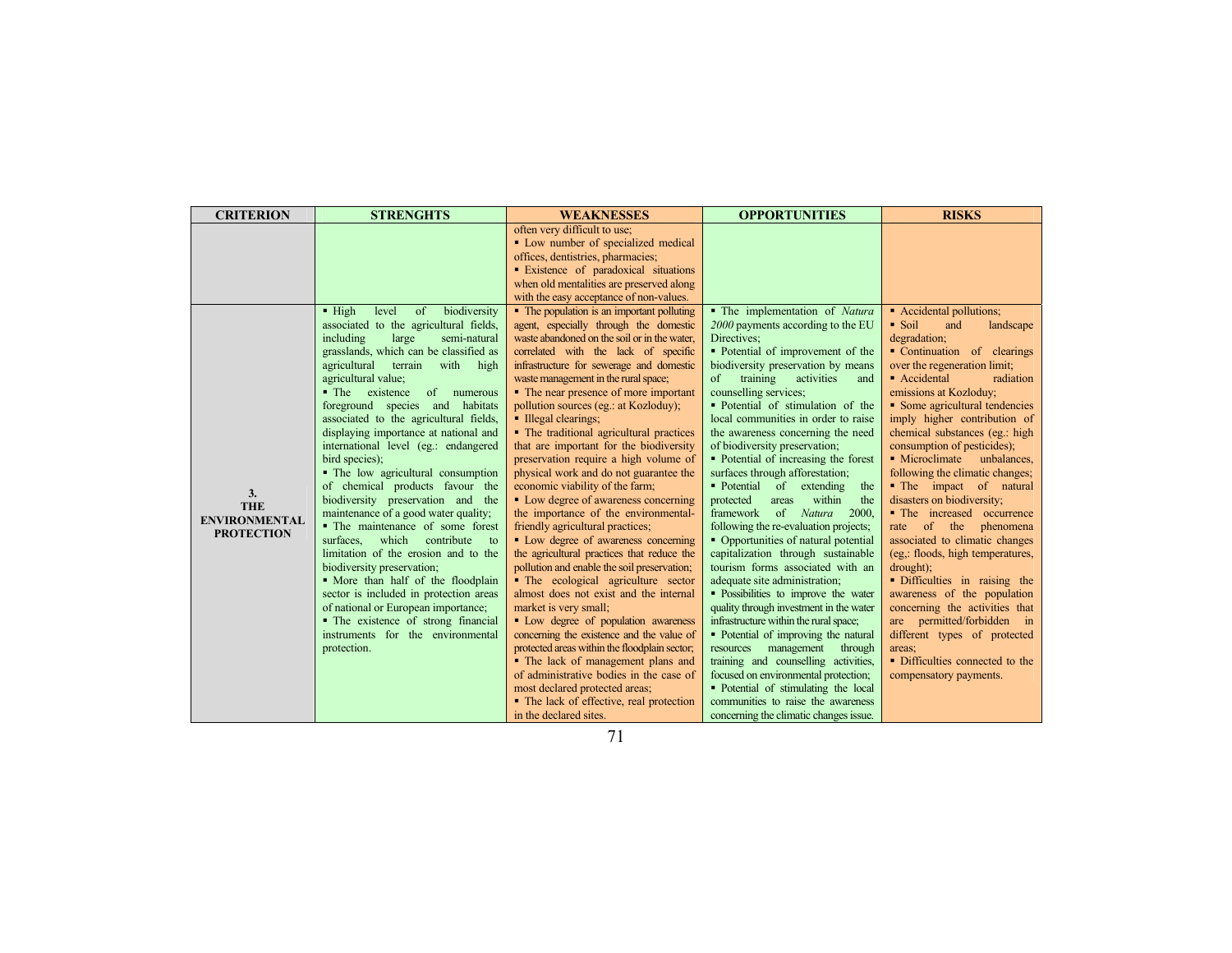| CRITERION | STRENGHTS | WEAKNESSES | OPPORTUNITIES | RISKS |
|---|---|---|---|---|
| | | often very difficult to use;<br>▪ Low number of specialized medical offices, dentistries, pharmacies;<br>▪ Existence of paradoxical situations when old mentalities are preserved along with the easy acceptance of non-values. | | |
| **3. THE ENVIRONMENTAL PROTECTION** | ▪ High level of biodiversity associated to the agricultural fields, including large semi-natural grasslands, which can be classified as agricultural terrain with high agricultural value;<br>▪ The existence of numerous foreground species and habitats associated to the agricultural fields, displaying importance at national and international level (eg.: endangered bird species);<br>▪ The low agricultural consumption of chemical products favour the biodiversity preservation and the maintenance of a good water quality;<br>▪ The maintenance of some forest surfaces, which contribute to limitation of the erosion and to the biodiversity preservation;<br>▪ More than half of the floodplain sector is included in protection areas of national or European importance;<br>▪ The existence of strong financial instruments for the environmental protection. | ▪ The population is an important polluting agent, especially through the domestic waste abandoned on the soil or in the water, correlated with the lack of specific infrastructure for sewerage and domestic waste management in the rural space;<br>▪ The near presence of more important pollution sources (eg.: at Kozloduy);<br>▪ Illegal clearings;<br>▪ The traditional agricultural practices that are important for the biodiversity preservation require a high volume of physical work and do not guarantee the economic viability of the farm;<br>▪ Low degree of awareness concerning the importance of the environmental-friendly agricultural practices;<br>▪ Low degree of awareness concerning the agricultural practices that reduce the pollution and enable the soil preservation;<br>▪ The ecological agriculture sector almost does not exist and the internal market is very small;<br>▪ Low degree of population awareness concerning the existence and the value of protected areas within the floodplain sector;<br>▪ The lack of management plans and of administrative bodies in the case of most declared protected areas;<br>▪ The lack of effective, real protection in the declared sites. | ▪ The implementation of *Natura 2000* payments according to the EU Directives;<br>▪ Potential of improvement of the biodiversity preservation by means of training activities and counselling services;<br>▪ Potential of stimulation of the local communities in order to raise the awareness concerning the need of biodiversity preservation;<br>▪ Potential of increasing the forest surfaces through afforestation;<br>▪ Potential of extending the protected areas within the framework of *Natura* 2000, following the re-evaluation projects;<br>▪ Opportunities of natural potential capitalization through sustainable tourism forms associated with an adequate site administration;<br>▪ Possibilities to improve the water quality through investment in the water infrastructure within the rural space;<br>▪ Potential of improving the natural resources management through training and counselling activities, focused on environmental protection;<br>▪ Potential of stimulating the local communities to raise the awareness concerning the climatic changes issue. | ▪ Accidental pollutions;<br>▪ Soil and landscape degradation;<br>▪ Continuation of clearings over the regeneration limit;<br>▪ Accidental radiation emissions at Kozloduy;<br>▪ Some agricultural tendencies imply higher contribution of chemical substances (eg.: high consumption of pesticides);<br>▪ Microclimate unbalances, following the climatic changes;<br>▪ The impact of natural disasters on biodiversity;<br>▪ The increased occurrence rate of the phenomena associated to climatic changes (eg,: floods, high temperatures, drought);<br>▪ Difficulties in raising the awareness of the population concerning the activities that are permitted/forbidden in different types of protected areas;<br>▪ Difficulties connected to the compensatory payments. |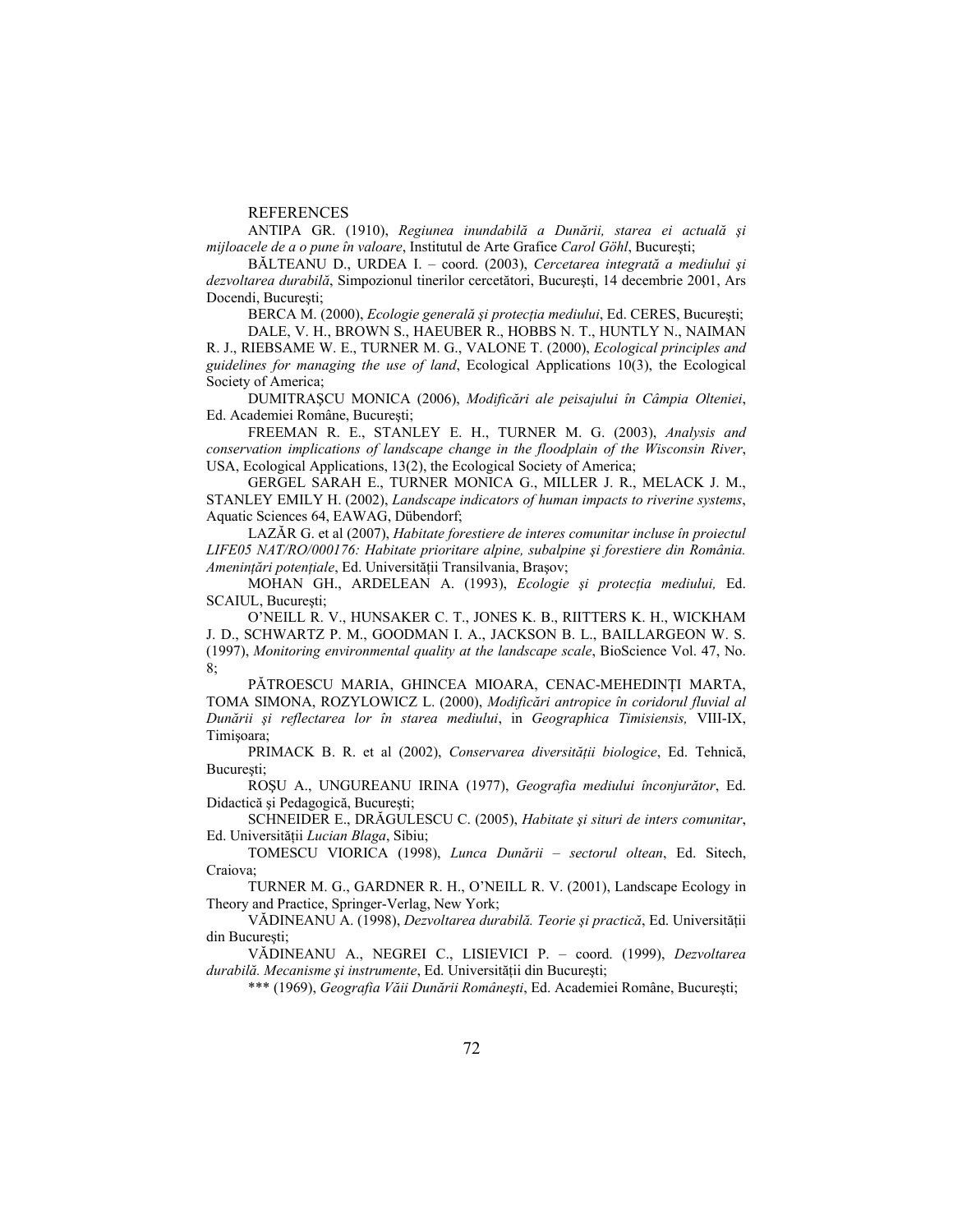REFERENCES

ANTIPA GR. (1910), *Regiunea inundabilă a Dunării, starea ei actuală şi mijloacele de a o pune în valoare*, Institutul de Arte Grafice *Carol Göhl*, Bucureşti;

BĂLTEANU D., URDEA I. – coord. (2003), *Cercetarea integrată a mediului şi dezvoltarea durabilă*, Simpozionul tinerilor cercetători, Bucureşti, 14 decembrie 2001, Ars Docendi, Bucureşti;

BERCA M. (2000), *Ecologie generală şi protecţia mediului*, Ed. CERES, Bucureşti;

DALE, V. H., BROWN S., HAEUBER R., HOBBS N. T., HUNTLY N., NAIMAN R. J., RIEBSAME W. E., TURNER M. G., VALONE T. (2000), *Ecological principles and guidelines for managing the use of land*, Ecological Applications 10(3), the Ecological Society of America;

DUMITRAŞCU MONICA (2006), *Modificări ale peisajului în Câmpia Olteniei*, Ed. Academiei Române, Bucureşti;

FREEMAN R. E., STANLEY E. H., TURNER M. G. (2003), *Analysis and conservation implications of landscape change in the floodplain of the Wisconsin River*, USA, Ecological Applications, 13(2), the Ecological Society of America;

GERGEL SARAH E., TURNER MONICA G., MILLER J. R., MELACK J. M., STANLEY EMILY H. (2002), *Landscape indicators of human impacts to riverine systems*, Aquatic Sciences 64, EAWAG, Dübendorf;

LAZĂR G. et al (2007), *Habitate forestiere de interes comunitar incluse în proiectul LIFE05 NAT/RO/000176: Habitate prioritare alpine, subalpine şi forestiere din România. Ameninţări potenţiale*, Ed. Universităţii Transilvania, Braşov;

MOHAN GH., ARDELEAN A. (1993), *Ecologie şi protecţia mediului,* Ed. SCAIUL, Bucureşti;

O'NEILL R. V., HUNSAKER C. T., JONES K. B., RIITTERS K. H., WICKHAM J. D., SCHWARTZ P. M., GOODMAN I. A., JACKSON B. L., BAILLARGEON W. S. (1997), *Monitoring environmental quality at the landscape scale*, BioScience Vol. 47, No. 8;

PĂTROESCU MARIA, GHINCEA MIOARA, CENAC-MEHEDINŢI MARTA, TOMA SIMONA, ROZYLOWICZ L. (2000), *Modificări antropice în coridorul fluvial al Dunării şi reflectarea lor în starea mediului*, in *Geographica Timisiensis,* VIII-IX, Timişoara;

PRIMACK B. R. et al (2002), *Conservarea diversităţii biologice*, Ed. Tehnică, Bucureşti;

ROŞU A., UNGUREANU IRINA (1977), *Geografia mediului înconjurător*, Ed. Didactică şi Pedagogică, Bucureşti;

SCHNEIDER E., DRĂGULESCU C. (2005), *Habitate şi situri de inters comunitar*, Ed. Universităţii *Lucian Blaga*, Sibiu;

TOMESCU VIORICA (1998), *Lunca Dunării – sectorul oltean*, Ed. Sitech, Craiova;

TURNER M. G., GARDNER R. H., O'NEILL R. V. (2001), Landscape Ecology in Theory and Practice, Springer-Verlag, New York;

VĂDINEANU A. (1998), *Dezvoltarea durabilă. Teorie şi practică*, Ed. Universităţii din Bucureşti;

VĂDINEANU A., NEGREI C., LISIEVICI P. – coord. (1999), *Dezvoltarea durabilă. Mecanisme şi instrumente*, Ed. Universităţii din Bucureşti;

*** (1969), *Geografia Văii Dunării Româneşti*, Ed. Academiei Române, Bucureşti;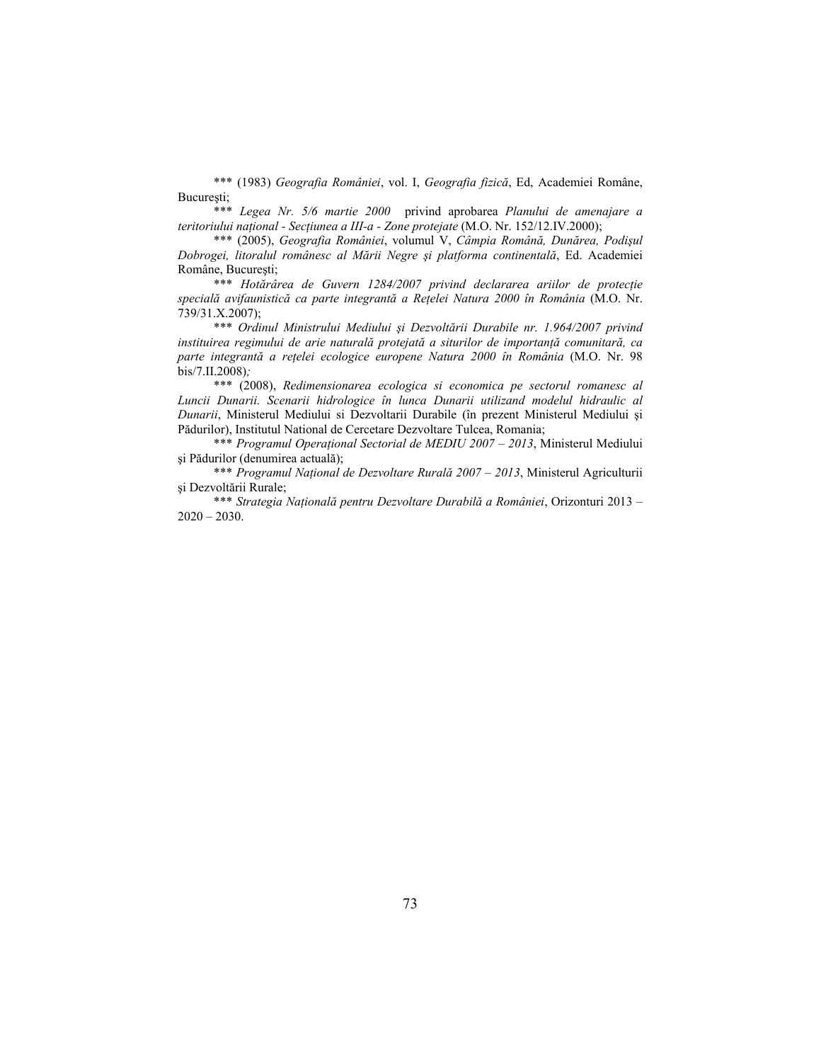*** (1983) *Geografia României*, vol. I, *Geografia fizică*, Ed, Academiei Române, Bucureşti;

*** *Legea Nr. 5/6 martie 2000* privind aprobarea *Planului de amenajare a teritoriului naţional - Secţiunea a III-a - Zone protejate* (M.O. Nr. 152/12.IV.2000);

*** (2005), *Geografia României*, volumul V, *Câmpia Română, Dunărea, Podişul Dobrogei, litoralul românesc al Mării Negre şi platforma continentală*, Ed. Academiei Române, Bucureşti;

*** *Hotărârea de Guvern 1284/2007 privind declararea ariilor de protecţie specială avifaunistică ca parte integrantă a Reţelei Natura 2000 în România* (M.O. Nr. 739/31.X.2007);

*** *Ordinul Ministrului Mediului şi Dezvoltării Durabile nr. 1.964/2007 privind instituirea regimului de arie naturală protejată a siturilor de importanţă comunitară, ca parte integrantă a reţelei ecologice europene Natura 2000 în România* (M.O. Nr. 98 bis/7.II.2008)*;*

*** (2008), *Redimensionarea ecologica si economica pe sectorul romanesc al Luncii Dunarii. Scenarii hidrologice în lunca Dunarii utilizand modelul hidraulic al Dunarii*, Ministerul Mediului si Dezvoltarii Durabile (în prezent Ministerul Mediului şi Pădurilor), Institutul National de Cercetare Dezvoltare Tulcea, Romania;

*** *Programul Operaţional Sectorial de MEDIU 2007 – 2013*, Ministerul Mediului şi Pădurilor (denumirea actuală);

*** *Programul Naţional de Dezvoltare Rurală 2007 – 2013*, Ministerul Agriculturii şi Dezvoltării Rurale;

*** *Strategia Naţională pentru Dezvoltare Durabilă a României*, Orizonturi 2013 – 2020 – 2030.